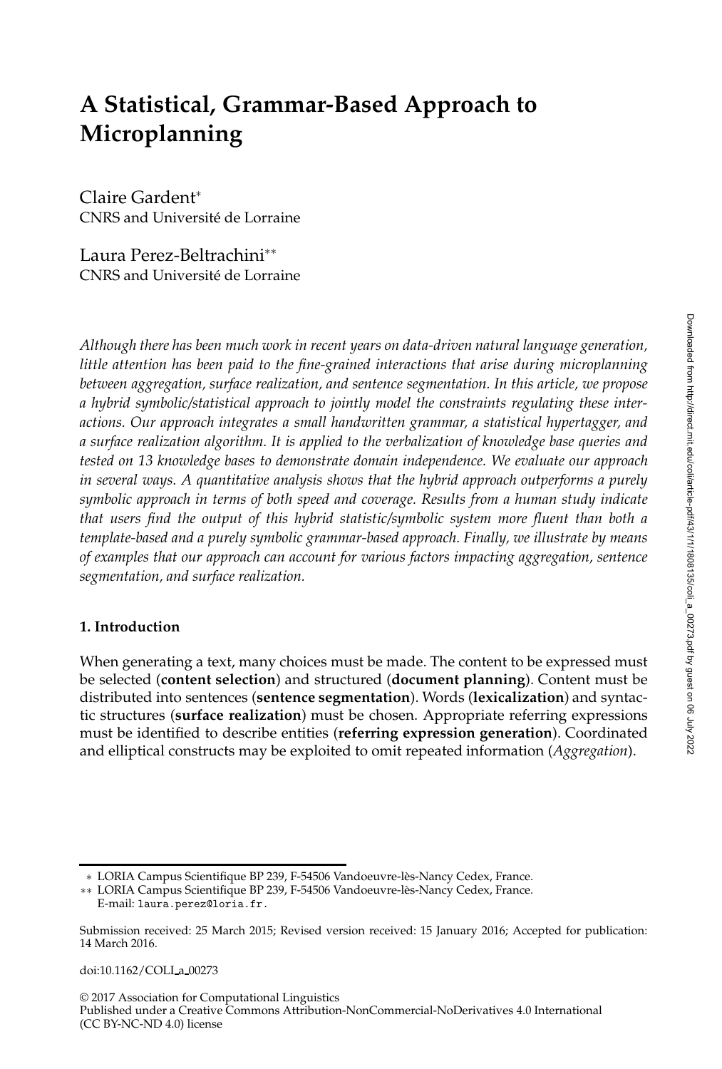# A Statistical, Grammar-Based Approach to Microplanning

Claire Gardent*
CNRS and Université de Lorraine

Laura Perez-Beltrachini**
CNRS and Université de Lorraine

*Although there has been much work in recent years on data-driven natural language generation, little attention has been paid to the fine-grained interactions that arise during microplanning between aggregation, surface realization, and sentence segmentation. In this article, we propose a hybrid symbolic/statistical approach to jointly model the constraints regulating these interactions. Our approach integrates a small handwritten grammar, a statistical hypertagger, and a surface realization algorithm. It is applied to the verbalization of knowledge base queries and tested on 13 knowledge bases to demonstrate domain independence. We evaluate our approach in several ways. A quantitative analysis shows that the hybrid approach outperforms a purely symbolic approach in terms of both speed and coverage. Results from a human study indicate that users find the output of this hybrid statistic/symbolic system more fluent than both a template-based and a purely symbolic grammar-based approach. Finally, we illustrate by means of examples that our approach can account for various factors impacting aggregation, sentence segmentation, and surface realization.*

## 1. Introduction

When generating a text, many choices must be made. The content to be expressed must be selected (**content selection**) and structured (**document planning**). Content must be distributed into sentences (**sentence segmentation**). Words (**lexicalization**) and syntactic structures (**surface realization**) must be chosen. Appropriate referring expressions must be identified to describe entities (**referring expression generation**). Coordinated and elliptical constructs may be exploited to omit repeated information (*Aggregation*).

---

* LORIA Campus Scientifique BP 239, F-54506 Vandoeuvre-lès-Nancy Cedex, France.

** LORIA Campus Scientifique BP 239, F-54506 Vandoeuvre-lès-Nancy Cedex, France. E-mail: laura.perez@loria.fr.

Submission received: 25 March 2015; Revised version received: 15 January 2016; Accepted for publication: 14 March 2016.

doi:10.1162/COLI_a_00273

© 2017 Association for Computational Linguistics
Published under a Creative Commons Attribution-NonCommercial-NoDerivatives 4.0 International (CC BY-NC-ND 4.0) license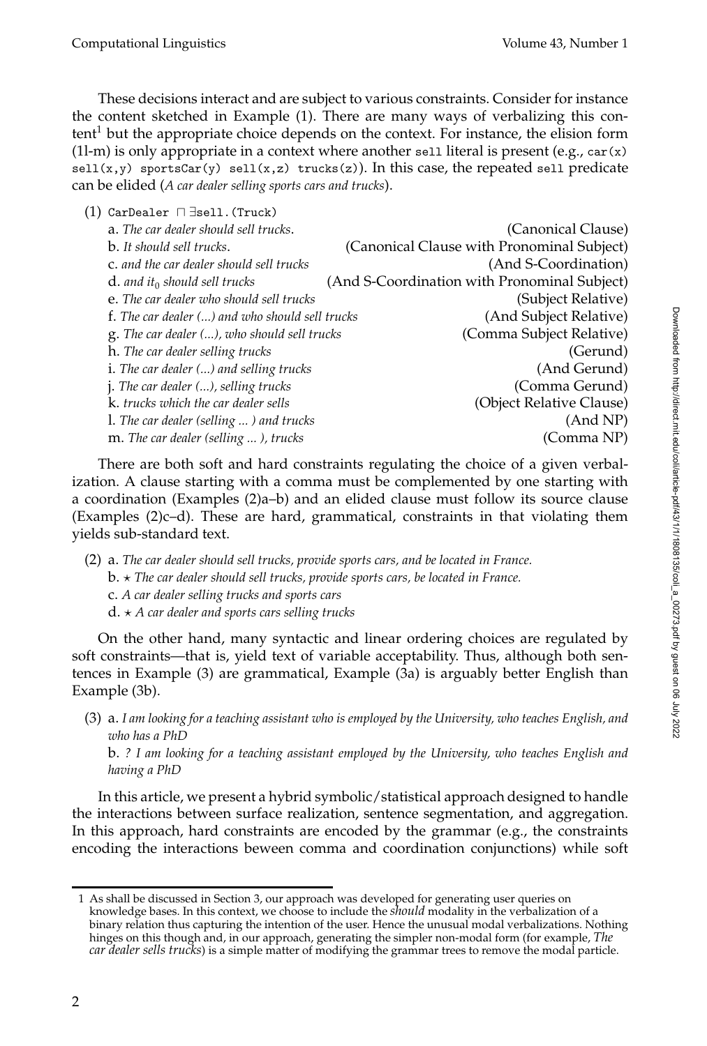These decisions interact and are subject to various constraints. Consider for instance the content sketched in Example (1). There are many ways of verbalizing this content[1] but the appropriate choice depends on the context. For instance, the elision form (1l-m) is only appropriate in a context where another `sell` literal is present (e.g., `car(x) sell(x,y) sportsCar(y) sell(x,z) trucks(z)`). In this case, the repeated `sell` predicate can be elided (*A car dealer selling sports cars and trucks*).

(1) `CarDealer` $\sqcap$ `∃sell.(Truck)`

| | |
|---|---|
| a. *The car dealer should sell trucks.* | (Canonical Clause) |
| b. *It should sell trucks.* | (Canonical Clause with Pronominal Subject) |
| c. *and the car dealer should sell trucks* | (And S-Coordination) |
| d. *and it*$_0$ *should sell trucks* | (And S-Coordination with Pronominal Subject) |
| e. *The car dealer who should sell trucks* | (Subject Relative) |
| f. *The car dealer (...) and who should sell trucks* | (And Subject Relative) |
| g. *The car dealer (...), who should sell trucks* | (Comma Subject Relative) |
| h. *The car dealer selling trucks* | (Gerund) |
| i. *The car dealer (...) and selling trucks* | (And Gerund) |
| j. *The car dealer (...), selling trucks* | (Comma Gerund) |
| k. *trucks which the car dealer sells* | (Object Relative Clause) |
| l. *The car dealer (selling ... ) and trucks* | (And NP) |
| m. *The car dealer (selling ... ), trucks* | (Comma NP) |

There are both soft and hard constraints regulating the choice of a given verbalization. A clause starting with a comma must be complemented by one starting with a coordination (Examples (2)a–b) and an elided clause must follow its source clause (Examples (2)c–d). These are hard, grammatical, constraints in that violating them yields sub-standard text.

(2) a. *The car dealer should sell trucks, provide sports cars, and be located in France.*
b. ⋆ *The car dealer should sell trucks, provide sports cars, be located in France.*
c. *A car dealer selling trucks and sports cars*
d. ⋆ *A car dealer and sports cars selling trucks*

On the other hand, many syntactic and linear ordering choices are regulated by soft constraints—that is, yield text of variable acceptability. Thus, although both sentences in Example (3) are grammatical, Example (3a) is arguably better English than Example (3b).

(3) a. *I am looking for a teaching assistant who is employed by the University, who teaches English, and who has a PhD*
b. *? I am looking for a teaching assistant employed by the University, who teaches English and having a PhD*

In this article, we present a hybrid symbolic/statistical approach designed to handle the interactions between surface realization, sentence segmentation, and aggregation. In this approach, hard constraints are encoded by the grammar (e.g., the constraints encoding the interactions beween comma and coordination conjunctions) while soft

[1] As shall be discussed in Section 3, our approach was developed for generating user queries on knowledge bases. In this context, we choose to include the *should* modality in the verbalization of a binary relation thus capturing the intention of the user. Hence the unusual modal verbalizations. Nothing hinges on this though and, in our approach, generating the simpler non-modal form (for example, *The car dealer sells trucks*) is a simple matter of modifying the grammar trees to remove the modal particle.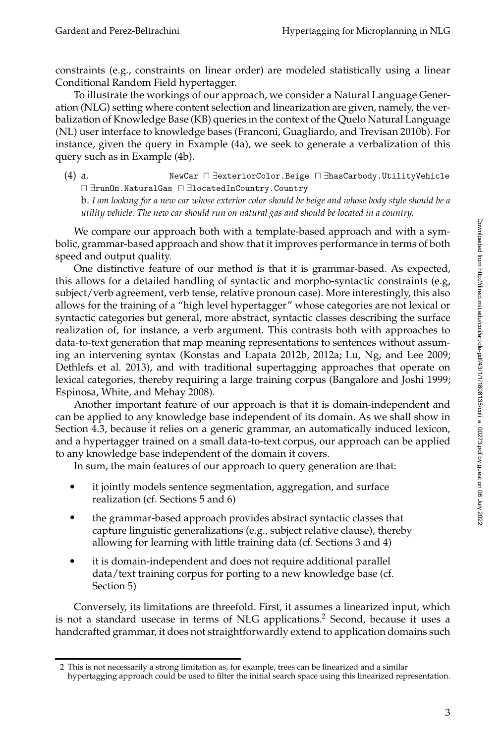constraints (e.g., constraints on linear order) are modeled statistically using a linear Conditional Random Field hypertagger.

To illustrate the workings of our approach, we consider a Natural Language Generation (NLG) setting where content selection and linearization are given, namely, the verbalization of Knowledge Base (KB) queries in the context of the Quelo Natural Language (NL) user interface to knowledge bases (Franconi, Guagliardo, and Trevisan 2010b). For instance, given the query in Example (4a), we seek to generate a verbalization of this query such as in Example (4b).

(4) a. `NewCar` $\sqcap$ $\exists$`exteriorColor.Beige` $\sqcap$ $\exists$`hasCarbody.UtilityVehicle` $\sqcap$ $\exists$`runOn.NaturalGas` $\sqcap$ $\exists$`locatedInCountry.Country`

b. *I am looking for a new car whose exterior color should be beige and whose body style should be a utility vehicle. The new car should run on natural gas and should be located in a country.*

We compare our approach both with a template-based approach and with a symbolic, grammar-based approach and show that it improves performance in terms of both speed and output quality.

One distinctive feature of our method is that it is grammar-based. As expected, this allows for a detailed handling of syntactic and morpho-syntactic constraints (e.g, subject/verb agreement, verb tense, relative pronoun case). More interestingly, this also allows for the training of a "high level hypertagger" whose categories are not lexical or syntactic categories but general, more abstract, syntactic classes describing the surface realization of, for instance, a verb argument. This contrasts both with approaches to data-to-text generation that map meaning representations to sentences without assuming an intervening syntax (Konstas and Lapata 2012b, 2012a; Lu, Ng, and Lee 2009; Dethlefs et al. 2013), and with traditional supertagging approaches that operate on lexical categories, thereby requiring a large training corpus (Bangalore and Joshi 1999; Espinosa, White, and Mehay 2008).

Another important feature of our approach is that it is domain-independent and can be applied to any knowledge base independent of its domain. As we shall show in Section 4.3, because it relies on a generic grammar, an automatically induced lexicon, and a hypertagger trained on a small data-to-text corpus, our approach can be applied to any knowledge base independent of the domain it covers.

In sum, the main features of our approach to query generation are that:

- it jointly models sentence segmentation, aggregation, and surface realization (cf. Sections 5 and 6)
- the grammar-based approach provides abstract syntactic classes that capture linguistic generalizations (e.g., subject relative clause), thereby allowing for learning with little training data (cf. Sections 3 and 4)
- it is domain-independent and does not require additional parallel data/text training corpus for porting to a new knowledge base (cf. Section 5)

Conversely, its limitations are threefold. First, it assumes a linearized input, which is not a standard usecase in terms of NLG applications.[2] Second, because it uses a handcrafted grammar, it does not straightforwardly extend to application domains such

---

2 This is not necessarily a strong limitation as, for example, trees can be linearized and a similar hypertagging approach could be used to filter the initial search space using this linearized representation.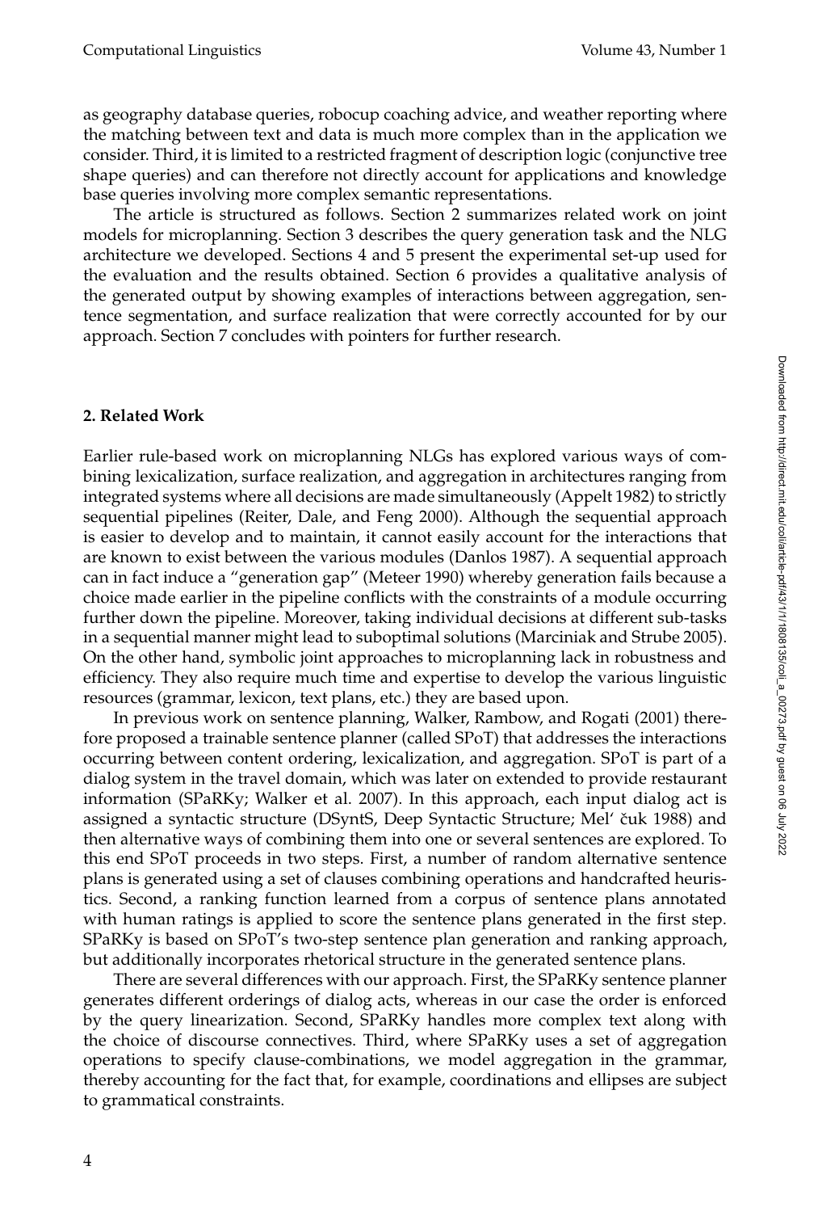as geography database queries, robocup coaching advice, and weather reporting where the matching between text and data is much more complex than in the application we consider. Third, it is limited to a restricted fragment of description logic (conjunctive tree shape queries) and can therefore not directly account for applications and knowledge base queries involving more complex semantic representations.

The article is structured as follows. Section 2 summarizes related work on joint models for microplanning. Section 3 describes the query generation task and the NLG architecture we developed. Sections 4 and 5 present the experimental set-up used for the evaluation and the results obtained. Section 6 provides a qualitative analysis of the generated output by showing examples of interactions between aggregation, sentence segmentation, and surface realization that were correctly accounted for by our approach. Section 7 concludes with pointers for further research.

## 2. Related Work

Earlier rule-based work on microplanning NLGs has explored various ways of combining lexicalization, surface realization, and aggregation in architectures ranging from integrated systems where all decisions are made simultaneously (Appelt 1982) to strictly sequential pipelines (Reiter, Dale, and Feng 2000). Although the sequential approach is easier to develop and to maintain, it cannot easily account for the interactions that are known to exist between the various modules (Danlos 1987). A sequential approach can in fact induce a "generation gap" (Meteer 1990) whereby generation fails because a choice made earlier in the pipeline conflicts with the constraints of a module occurring further down the pipeline. Moreover, taking individual decisions at different sub-tasks in a sequential manner might lead to suboptimal solutions (Marciniak and Strube 2005). On the other hand, symbolic joint approaches to microplanning lack in robustness and efficiency. They also require much time and expertise to develop the various linguistic resources (grammar, lexicon, text plans, etc.) they are based upon.

In previous work on sentence planning, Walker, Rambow, and Rogati (2001) therefore proposed a trainable sentence planner (called SPoT) that addresses the interactions occurring between content ordering, lexicalization, and aggregation. SPoT is part of a dialog system in the travel domain, which was later on extended to provide restaurant information (SPaRKy; Walker et al. 2007). In this approach, each input dialog act is assigned a syntactic structure (DSyntS, Deep Syntactic Structure; Mel' čuk 1988) and then alternative ways of combining them into one or several sentences are explored. To this end SPoT proceeds in two steps. First, a number of random alternative sentence plans is generated using a set of clauses combining operations and handcrafted heuristics. Second, a ranking function learned from a corpus of sentence plans annotated with human ratings is applied to score the sentence plans generated in the first step. SPaRKy is based on SPoT's two-step sentence plan generation and ranking approach, but additionally incorporates rhetorical structure in the generated sentence plans.

There are several differences with our approach. First, the SPaRKy sentence planner generates different orderings of dialog acts, whereas in our case the order is enforced by the query linearization. Second, SPaRKy handles more complex text along with the choice of discourse connectives. Third, where SPaRKy uses a set of aggregation operations to specify clause-combinations, we model aggregation in the grammar, thereby accounting for the fact that, for example, coordinations and ellipses are subject to grammatical constraints.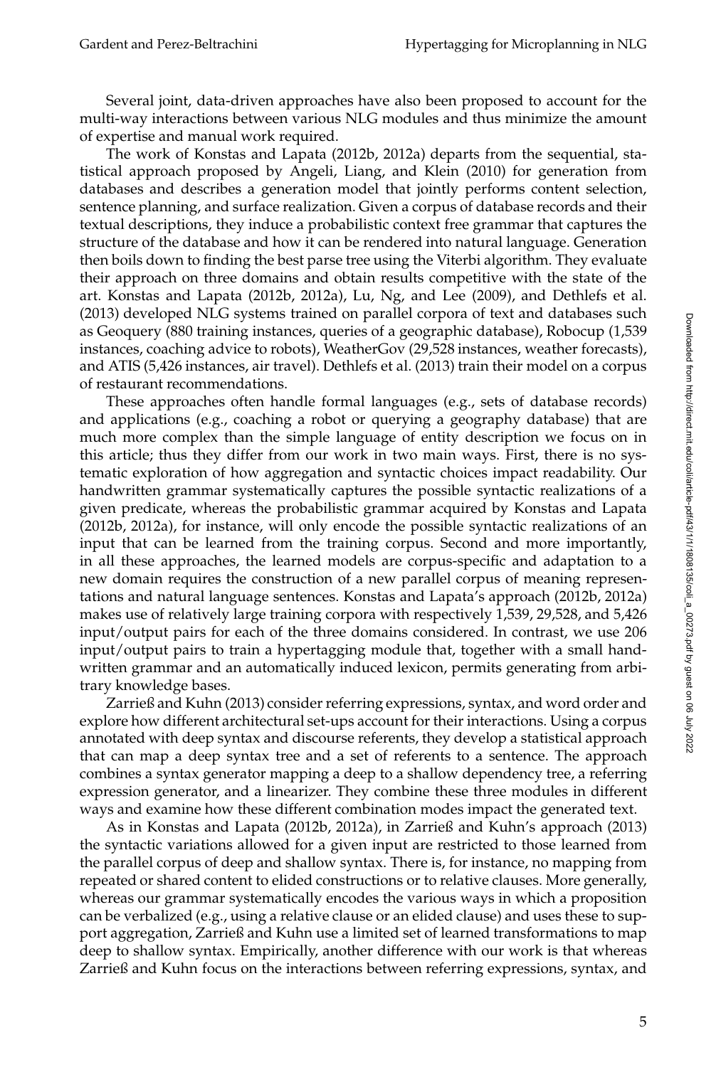Several joint, data-driven approaches have also been proposed to account for the multi-way interactions between various NLG modules and thus minimize the amount of expertise and manual work required.

The work of Konstas and Lapata (2012b, 2012a) departs from the sequential, statistical approach proposed by Angeli, Liang, and Klein (2010) for generation from databases and describes a generation model that jointly performs content selection, sentence planning, and surface realization. Given a corpus of database records and their textual descriptions, they induce a probabilistic context free grammar that captures the structure of the database and how it can be rendered into natural language. Generation then boils down to finding the best parse tree using the Viterbi algorithm. They evaluate their approach on three domains and obtain results competitive with the state of the art. Konstas and Lapata (2012b, 2012a), Lu, Ng, and Lee (2009), and Dethlefs et al. (2013) developed NLG systems trained on parallel corpora of text and databases such as Geoquery (880 training instances, queries of a geographic database), Robocup (1,539 instances, coaching advice to robots), WeatherGov (29,528 instances, weather forecasts), and ATIS (5,426 instances, air travel). Dethlefs et al. (2013) train their model on a corpus of restaurant recommendations.

These approaches often handle formal languages (e.g., sets of database records) and applications (e.g., coaching a robot or querying a geography database) that are much more complex than the simple language of entity description we focus on in this article; thus they differ from our work in two main ways. First, there is no systematic exploration of how aggregation and syntactic choices impact readability. Our handwritten grammar systematically captures the possible syntactic realizations of a given predicate, whereas the probabilistic grammar acquired by Konstas and Lapata (2012b, 2012a), for instance, will only encode the possible syntactic realizations of an input that can be learned from the training corpus. Second and more importantly, in all these approaches, the learned models are corpus-specific and adaptation to a new domain requires the construction of a new parallel corpus of meaning representations and natural language sentences. Konstas and Lapata's approach (2012b, 2012a) makes use of relatively large training corpora with respectively 1,539, 29,528, and 5,426 input/output pairs for each of the three domains considered. In contrast, we use 206 input/output pairs to train a hypertagging module that, together with a small handwritten grammar and an automatically induced lexicon, permits generating from arbitrary knowledge bases.

Zarrieß and Kuhn (2013) consider referring expressions, syntax, and word order and explore how different architectural set-ups account for their interactions. Using a corpus annotated with deep syntax and discourse referents, they develop a statistical approach that can map a deep syntax tree and a set of referents to a sentence. The approach combines a syntax generator mapping a deep to a shallow dependency tree, a referring expression generator, and a linearizer. They combine these three modules in different ways and examine how these different combination modes impact the generated text.

As in Konstas and Lapata (2012b, 2012a), in Zarrieß and Kuhn's approach (2013) the syntactic variations allowed for a given input are restricted to those learned from the parallel corpus of deep and shallow syntax. There is, for instance, no mapping from repeated or shared content to elided constructions or to relative clauses. More generally, whereas our grammar systematically encodes the various ways in which a proposition can be verbalized (e.g., using a relative clause or an elided clause) and uses these to support aggregation, Zarrieß and Kuhn use a limited set of learned transformations to map deep to shallow syntax. Empirically, another difference with our work is that whereas Zarrieß and Kuhn focus on the interactions between referring expressions, syntax, and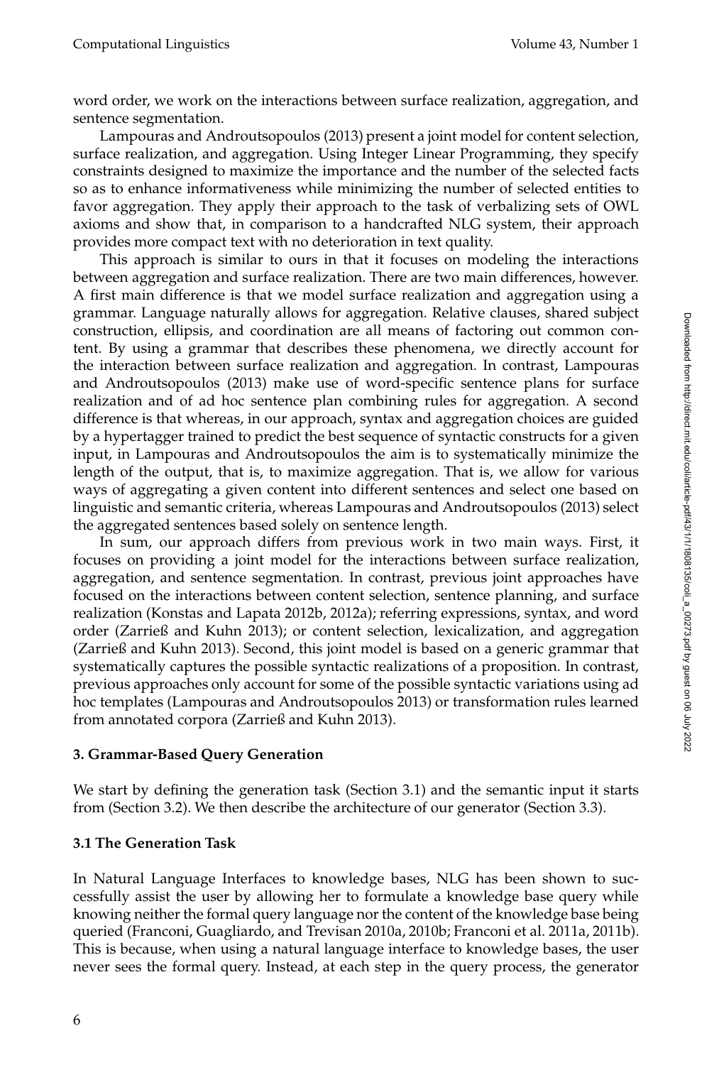word order, we work on the interactions between surface realization, aggregation, and sentence segmentation.

Lampouras and Androutsopoulos (2013) present a joint model for content selection, surface realization, and aggregation. Using Integer Linear Programming, they specify constraints designed to maximize the importance and the number of the selected facts so as to enhance informativeness while minimizing the number of selected entities to favor aggregation. They apply their approach to the task of verbalizing sets of OWL axioms and show that, in comparison to a handcrafted NLG system, their approach provides more compact text with no deterioration in text quality.

This approach is similar to ours in that it focuses on modeling the interactions between aggregation and surface realization. There are two main differences, however. A first main difference is that we model surface realization and aggregation using a grammar. Language naturally allows for aggregation. Relative clauses, shared subject construction, ellipsis, and coordination are all means of factoring out common content. By using a grammar that describes these phenomena, we directly account for the interaction between surface realization and aggregation. In contrast, Lampouras and Androutsopoulos (2013) make use of word-specific sentence plans for surface realization and of ad hoc sentence plan combining rules for aggregation. A second difference is that whereas, in our approach, syntax and aggregation choices are guided by a hypertagger trained to predict the best sequence of syntactic constructs for a given input, in Lampouras and Androutsopoulos the aim is to systematically minimize the length of the output, that is, to maximize aggregation. That is, we allow for various ways of aggregating a given content into different sentences and select one based on linguistic and semantic criteria, whereas Lampouras and Androutsopoulos (2013) select the aggregated sentences based solely on sentence length.

In sum, our approach differs from previous work in two main ways. First, it focuses on providing a joint model for the interactions between surface realization, aggregation, and sentence segmentation. In contrast, previous joint approaches have focused on the interactions between content selection, sentence planning, and surface realization (Konstas and Lapata 2012b, 2012a); referring expressions, syntax, and word order (Zarrieß and Kuhn 2013); or content selection, lexicalization, and aggregation (Zarrieß and Kuhn 2013). Second, this joint model is based on a generic grammar that systematically captures the possible syntactic realizations of a proposition. In contrast, previous approaches only account for some of the possible syntactic variations using ad hoc templates (Lampouras and Androutsopoulos 2013) or transformation rules learned from annotated corpora (Zarrieß and Kuhn 2013).

## 3. Grammar-Based Query Generation

We start by defining the generation task (Section 3.1) and the semantic input it starts from (Section 3.2). We then describe the architecture of our generator (Section 3.3).

### 3.1 The Generation Task

In Natural Language Interfaces to knowledge bases, NLG has been shown to successfully assist the user by allowing her to formulate a knowledge base query while knowing neither the formal query language nor the content of the knowledge base being queried (Franconi, Guagliardo, and Trevisan 2010a, 2010b; Franconi et al. 2011a, 2011b). This is because, when using a natural language interface to knowledge bases, the user never sees the formal query. Instead, at each step in the query process, the generator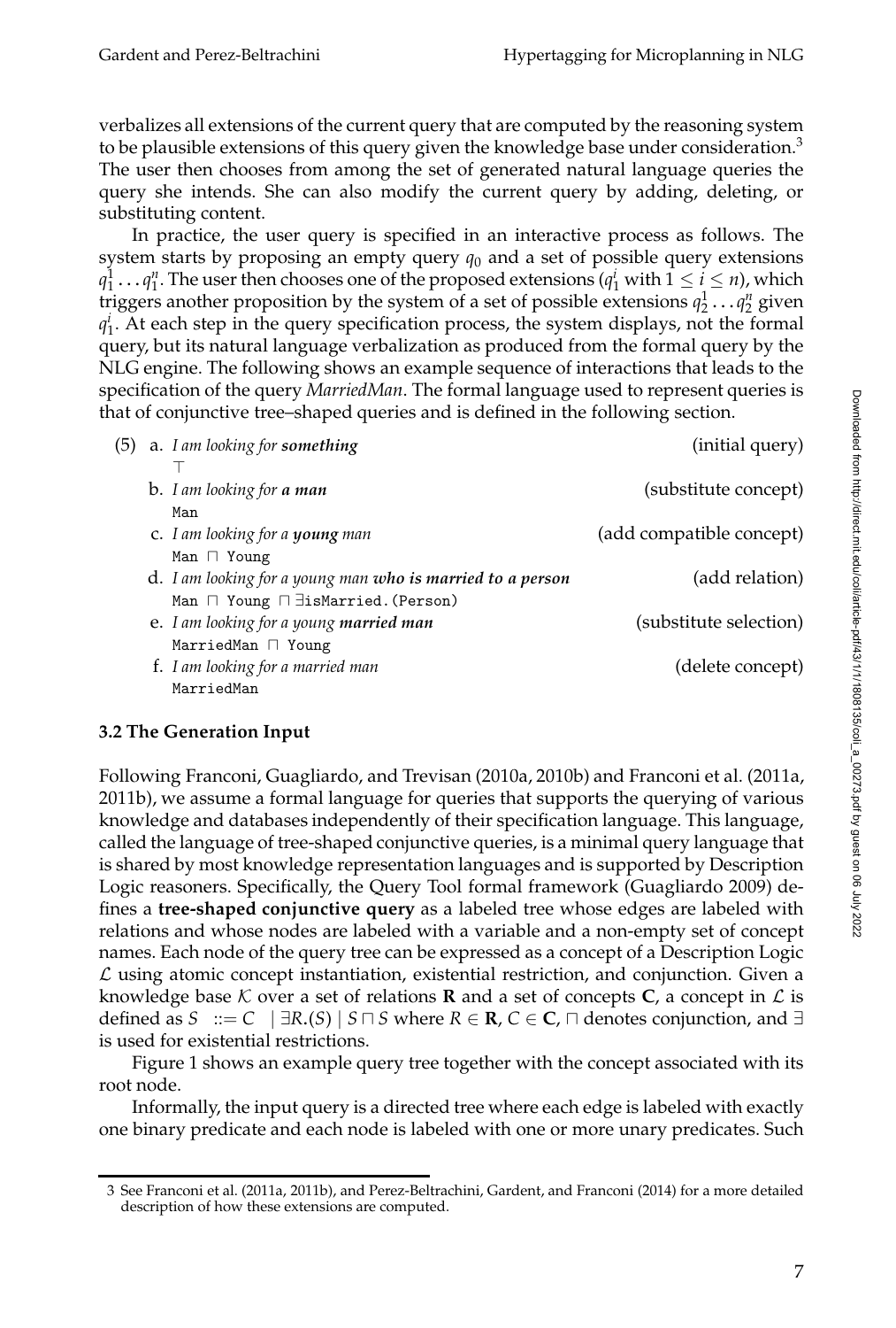verbalizes all extensions of the current query that are computed by the reasoning system to be plausible extensions of this query given the knowledge base under consideration.[3] The user then chooses from among the set of generated natural language queries the query she intends. She can also modify the current query by adding, deleting, or substituting content.

In practice, the user query is specified in an interactive process as follows. The system starts by proposing an empty query $q_0$ and a set of possible query extensions $q_1^1 \dots q_1^n$. The user then chooses one of the proposed extensions ($q_1^i$ with $1 \leq i \leq n$), which triggers another proposition by the system of a set of possible extensions $q_2^1 \dots q_2^n$ given $q_1^i$. At each step in the query specification process, the system displays, not the formal query, but its natural language verbalization as produced from the formal query by the NLG engine. The following shows an example sequence of interactions that leads to the specification of the query *MarriedMan*. The formal language used to represent queries is that of conjunctive tree–shaped queries and is defined in the following section.

(5)
a. *I am looking for* ***something*** (initial query)
   $\top$
b. *I am looking for* ***a man*** (substitute concept)
   `Man`
c. *I am looking for a* ***young*** *man* (add compatible concept)
   `Man` $\sqcap$ `Young`
d. *I am looking for a young man* ***who is married to a person*** (add relation)
   `Man` $\sqcap$ `Young` $\sqcap$ $\exists$`isMarried.(Person)`
e. *I am looking for a young* ***married man*** (substitute selection)
   `MarriedMan` $\sqcap$ `Young`
f. *I am looking for a married man* (delete concept)
   `MarriedMan`

### 3.2 The Generation Input

Following Franconi, Guagliardo, and Trevisan (2010a, 2010b) and Franconi et al. (2011a, 2011b), we assume a formal language for queries that supports the querying of various knowledge and databases independently of their specification language. This language, called the language of tree-shaped conjunctive queries, is a minimal query language that is shared by most knowledge representation languages and is supported by Description Logic reasoners. Specifically, the Query Tool formal framework (Guagliardo 2009) defines a **tree-shaped conjunctive query** as a labeled tree whose edges are labeled with relations and whose nodes are labeled with a variable and a non-empty set of concept names. Each node of the query tree can be expressed as a concept of a Description Logic $\mathcal{L}$ using atomic concept instantiation, existential restriction, and conjunction. Given a knowledge base $\mathcal{K}$ over a set of relations $\mathbf{R}$ and a set of concepts $\mathbf{C}$, a concept in $\mathcal{L}$ is defined as $S \;::= C \;\mid \exists R.(S) \mid S \sqcap S$ where $R \in \mathbf{R}$, $C \in \mathbf{C}$, $\sqcap$ denotes conjunction, and $\exists$ is used for existential restrictions.

Figure 1 shows an example query tree together with the concept associated with its root node.

Informally, the input query is a directed tree where each edge is labeled with exactly one binary predicate and each node is labeled with one or more unary predicates. Such

[3] See Franconi et al. (2011a, 2011b), and Perez-Beltrachini, Gardent, and Franconi (2014) for a more detailed description of how these extensions are computed.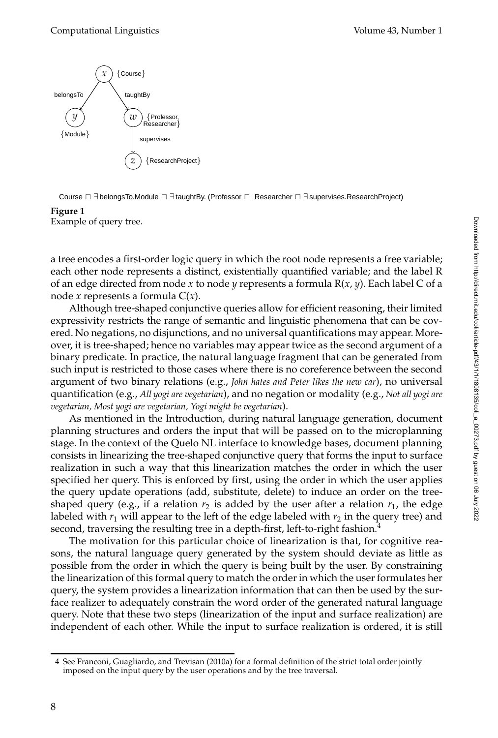x {Course}

belongsTo

taughtBy

y {Module}

w {Professor, Researcher}

supervises

z {ResearchProject}

Course ⊓ ∃belongsTo.Module ⊓ ∃taughtBy. (Professor ⊓ Researcher ⊓ ∃supervises.ResearchProject)

**Figure 1**
Example of query tree.

a tree encodes a first-order logic query in which the root node represents a free variable; each other node represents a distinct, existentially quantified variable; and the label R of an edge directed from node $x$ to node $y$ represents a formula R($x$, $y$). Each label C of a node $x$ represents a formula C($x$).

Although tree-shaped conjunctive queries allow for efficient reasoning, their limited expressivity restricts the range of semantic and linguistic phenomena that can be covered. No negations, no disjunctions, and no universal quantifications may appear. Moreover, it is tree-shaped; hence no variables may appear twice as the second argument of a binary predicate. In practice, the natural language fragment that can be generated from such input is restricted to those cases where there is no coreference between the second argument of two binary relations (e.g., *John hates and Peter likes the new car*), no universal quantification (e.g., *All yogi are vegetarian*), and no negation or modality (e.g., *Not all yogi are vegetarian, Most yogi are vegetarian, Yogi might be vegetarian*).

As mentioned in the Introduction, during natural language generation, document planning structures and orders the input that will be passed on to the microplanning stage. In the context of the Quelo NL interface to knowledge bases, document planning consists in linearizing the tree-shaped conjunctive query that forms the input to surface realization in such a way that this linearization matches the order in which the user specified her query. This is enforced by first, using the order in which the user applies the query update operations (add, substitute, delete) to induce an order on the tree-shaped query (e.g., if a relation $r_2$ is added by the user after a relation $r_1$, the edge labeled with $r_1$ will appear to the left of the edge labeled with $r_2$ in the query tree) and second, traversing the resulting tree in a depth-first, left-to-right fashion.[4]

The motivation for this particular choice of linearization is that, for cognitive reasons, the natural language query generated by the system should deviate as little as possible from the order in which the query is being built by the user. By constraining the linearization of this formal query to match the order in which the user formulates her query, the system provides a linearization information that can then be used by the surface realizer to adequately constrain the word order of the generated natural language query. Note that these two steps (linearization of the input and surface realization) are independent of each other. While the input to surface realization is ordered, it is still

4 See Franconi, Guagliardo, and Trevisan (2010a) for a formal definition of the strict total order jointly imposed on the input query by the user operations and by the tree traversal.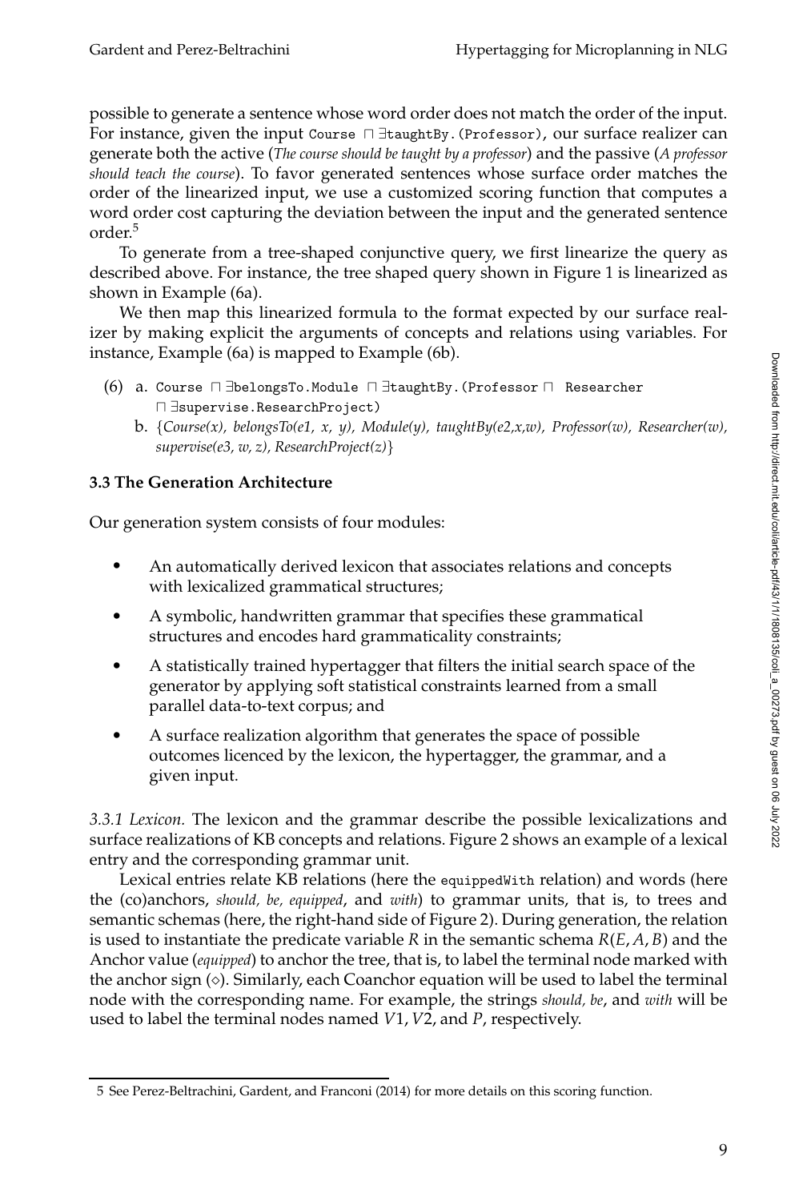possible to generate a sentence whose word order does not match the order of the input. For instance, given the input `Course ⊓ ∃taughtBy.(Professor)`, our surface realizer can generate both the active (*The course should be taught by a professor*) and the passive (*A professor should teach the course*). To favor generated sentences whose surface order matches the order of the linearized input, we use a customized scoring function that computes a word order cost capturing the deviation between the input and the generated sentence order.[5]

To generate from a tree-shaped conjunctive query, we first linearize the query as described above. For instance, the tree shaped query shown in Figure 1 is linearized as shown in Example (6a).

We then map this linearized formula to the format expected by our surface realizer by making explicit the arguments of concepts and relations using variables. For instance, Example (6a) is mapped to Example (6b).

(6) a. `Course ⊓ ∃belongsTo.Module ⊓ ∃taughtBy.(Professor ⊓ Researcher ⊓ ∃supervise.ResearchProject)`

b. {*Course(x), belongsTo(e1, x, y), Module(y), taughtBy(e2,x,w), Professor(w), Researcher(w), supervise(e3, w, z), ResearchProject(z)*}

### 3.3 The Generation Architecture

Our generation system consists of four modules:

- An automatically derived lexicon that associates relations and concepts with lexicalized grammatical structures;
- A symbolic, handwritten grammar that specifies these grammatical structures and encodes hard grammaticality constraints;
- A statistically trained hypertagger that filters the initial search space of the generator by applying soft statistical constraints learned from a small parallel data-to-text corpus; and
- A surface realization algorithm that generates the space of possible outcomes licenced by the lexicon, the hypertagger, the grammar, and a given input.

*3.3.1 Lexicon.* The lexicon and the grammar describe the possible lexicalizations and surface realizations of KB concepts and relations. Figure 2 shows an example of a lexical entry and the corresponding grammar unit.

Lexical entries relate KB relations (here the `equippedWith` relation) and words (here the (co)anchors, *should, be, equipped*, and *with*) to grammar units, that is, to trees and semantic schemas (here, the right-hand side of Figure 2). During generation, the relation is used to instantiate the predicate variable $R$ in the semantic schema $R(E, A, B)$ and the Anchor value (*equipped*) to anchor the tree, that is, to label the terminal node marked with the anchor sign ($\diamond$). Similarly, each Coanchor equation will be used to label the terminal node with the corresponding name. For example, the strings *should, be*, and *with* will be used to label the terminal nodes named $V1$, $V2$, and $P$, respectively.

5 See Perez-Beltrachini, Gardent, and Franconi (2014) for more details on this scoring function.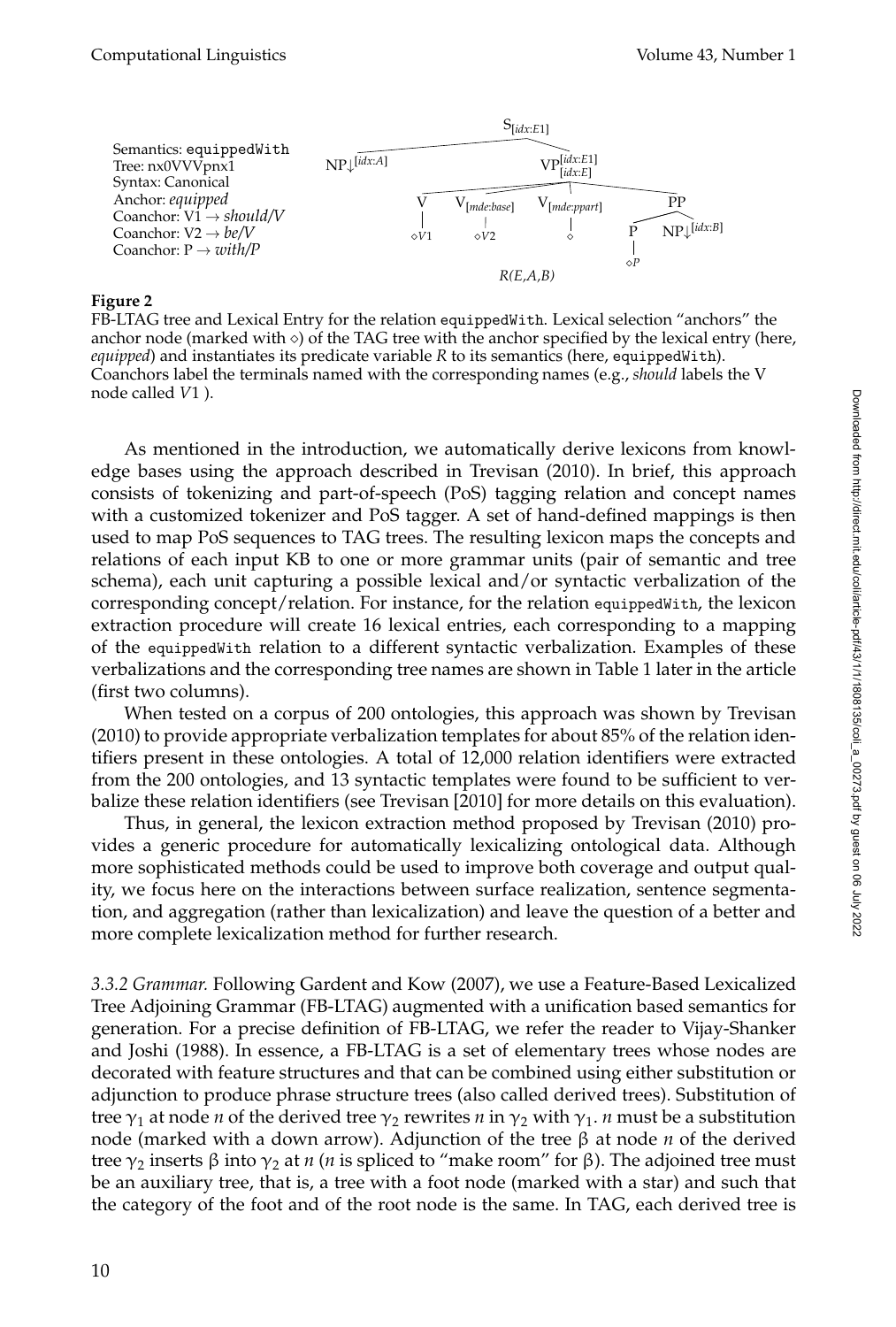Semantics: equippedWith
Tree: nx0VVVpnx1
Syntax: Canonical
Anchor: *equipped*
Coanchor: V1 → *should/V*
Coanchor: V2 → *be/V*
Coanchor: P → *with/P*

$R(E,A,B)$

**Figure 2**
FB-LTAG tree and Lexical Entry for the relation equippedWith. Lexical selection "anchors" the anchor node (marked with ◇) of the TAG tree with the anchor specified by the lexical entry (here, *equipped*) and instantiates its predicate variable *R* to its semantics (here, equippedWith). Coanchors label the terminals named with the corresponding names (e.g., *should* labels the V node called *V*1 ).

As mentioned in the introduction, we automatically derive lexicons from knowledge bases using the approach described in Trevisan (2010). In brief, this approach consists of tokenizing and part-of-speech (PoS) tagging relation and concept names with a customized tokenizer and PoS tagger. A set of hand-defined mappings is then used to map PoS sequences to TAG trees. The resulting lexicon maps the concepts and relations of each input KB to one or more grammar units (pair of semantic and tree schema), each unit capturing a possible lexical and/or syntactic verbalization of the corresponding concept/relation. For instance, for the relation equippedWith, the lexicon extraction procedure will create 16 lexical entries, each corresponding to a mapping of the equippedWith relation to a different syntactic verbalization. Examples of these verbalizations and the corresponding tree names are shown in Table 1 later in the article (first two columns).

When tested on a corpus of 200 ontologies, this approach was shown by Trevisan (2010) to provide appropriate verbalization templates for about 85% of the relation identifiers present in these ontologies. A total of 12,000 relation identifiers were extracted from the 200 ontologies, and 13 syntactic templates were found to be sufficient to verbalize these relation identifiers (see Trevisan [2010] for more details on this evaluation).

Thus, in general, the lexicon extraction method proposed by Trevisan (2010) provides a generic procedure for automatically lexicalizing ontological data. Although more sophisticated methods could be used to improve both coverage and output quality, we focus here on the interactions between surface realization, sentence segmentation, and aggregation (rather than lexicalization) and leave the question of a better and more complete lexicalization method for further research.

*3.3.2 Grammar.* Following Gardent and Kow (2007), we use a Feature-Based Lexicalized Tree Adjoining Grammar (FB-LTAG) augmented with a unification based semantics for generation. For a precise definition of FB-LTAG, we refer the reader to Vijay-Shanker and Joshi (1988). In essence, a FB-LTAG is a set of elementary trees whose nodes are decorated with feature structures and that can be combined using either substitution or adjunction to produce phrase structure trees (also called derived trees). Substitution of tree $\gamma_1$ at node *n* of the derived tree $\gamma_2$ rewrites *n* in $\gamma_2$ with $\gamma_1$. *n* must be a substitution node (marked with a down arrow). Adjunction of the tree $\beta$ at node *n* of the derived tree $\gamma_2$ inserts $\beta$ into $\gamma_2$ at *n* (*n* is spliced to "make room" for $\beta$). The adjoined tree must be an auxiliary tree, that is, a tree with a foot node (marked with a star) and such that the category of the foot and of the root node is the same. In TAG, each derived tree is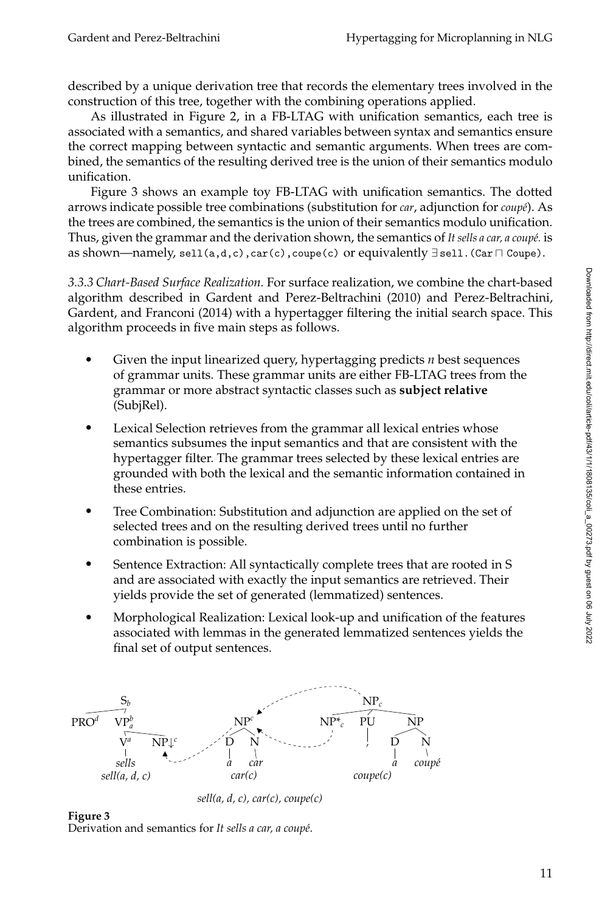described by a unique derivation tree that records the elementary trees involved in the construction of this tree, together with the combining operations applied.

As illustrated in Figure 2, in a FB-LTAG with unification semantics, each tree is associated with a semantics, and shared variables between syntax and semantics ensure the correct mapping between syntactic and semantic arguments. When trees are combined, the semantics of the resulting derived tree is the union of their semantics modulo unification.

Figure 3 shows an example toy FB-LTAG with unification semantics. The dotted arrows indicate possible tree combinations (substitution for *car*, adjunction for *coupé*). As the trees are combined, the semantics is the union of their semantics modulo unification. Thus, given the grammar and the derivation shown, the semantics of *It sells a car, a coupé.* is as shown—namely, `sell(a,d,c),car(c),coupe(c)` or equivalently $\exists$`sell.(Car` $\sqcap$ `Coupe)`.

*3.3.3 Chart-Based Surface Realization.* For surface realization, we combine the chart-based algorithm described in Gardent and Perez-Beltrachini (2010) and Perez-Beltrachini, Gardent, and Franconi (2014) with a hypertagger filtering the initial search space. This algorithm proceeds in five main steps as follows.

- Given the input linearized query, hypertagging predicts $n$ best sequences of grammar units. These grammar units are either FB-LTAG trees from the grammar or more abstract syntactic classes such as **subject relative** (SubjRel).
- Lexical Selection retrieves from the grammar all lexical entries whose semantics subsumes the input semantics and that are consistent with the hypertagger filter. The grammar trees selected by these lexical entries are grounded with both the lexical and the semantic information contained in these entries.
- Tree Combination: Substitution and adjunction are applied on the set of selected trees and on the resulting derived trees until no further combination is possible.
- Sentence Extraction: All syntactically complete trees that are rooted in S and are associated with exactly the input semantics are retrieved. Their yields provide the set of generated (lemmatized) sentences.
- Morphological Realization: Lexical look-up and unification of the features associated with lemmas in the generated lemmatized sentences yields the final set of output sentences.

$S_b$
$PRO^d$ $VP^b_a$
$V^a$ $NP{\downarrow}^c$
*sells*
*sell(a, d, c)*

$NP^c$
D N
*a* *car*
*car(c)*

$NP_c$
$NP^*_c$ PU NP
, D N
*a* *coupé*
*coupe(c)*

*sell(a, d, c), car(c), coupe(c)*

**Figure 3**
Derivation and semantics for *It sells a car, a coupé*.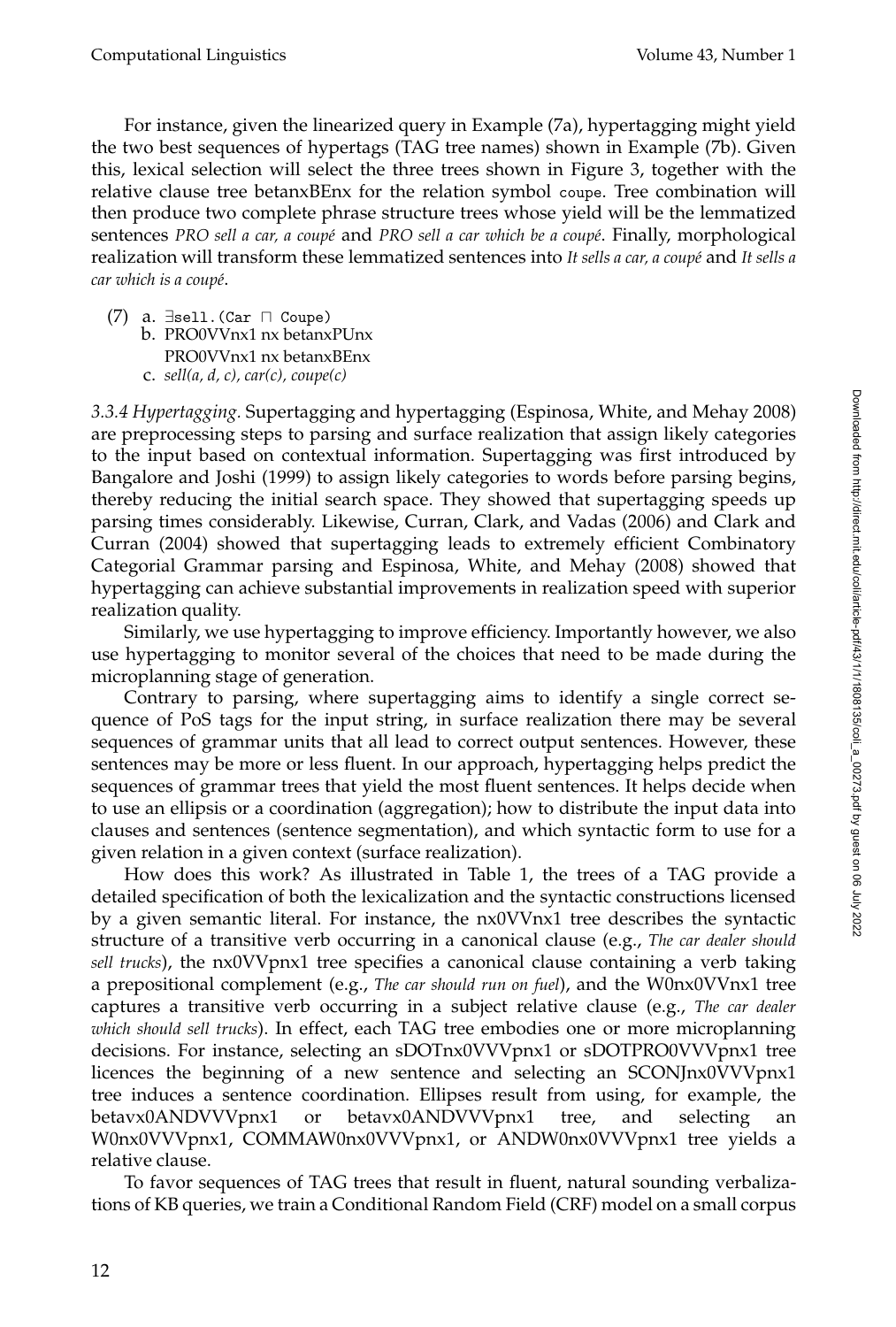For instance, given the linearized query in Example (7a), hypertagging might yield the two best sequences of hypertags (TAG tree names) shown in Example (7b). Given this, lexical selection will select the three trees shown in Figure 3, together with the relative clause tree betanxBEnx for the relation symbol `coupe`. Tree combination will then produce two complete phrase structure trees whose yield will be the lemmatized sentences *PRO sell a car, a coupé* and *PRO sell a car which be a coupé*. Finally, morphological realization will transform these lemmatized sentences into *It sells a car, a coupé* and *It sells a car which is a coupé*.

(7) a. `∃sell.(Car ⊓ Coupe)`
  b. PRO0VVnx1 nx betanxPUnx
   PRO0VVnx1 nx betanxBEnx
  c. *sell(a, d, c), car(c), coupe(c)*

*3.3.4 Hypertagging.* Supertagging and hypertagging (Espinosa, White, and Mehay 2008) are preprocessing steps to parsing and surface realization that assign likely categories to the input based on contextual information. Supertagging was first introduced by Bangalore and Joshi (1999) to assign likely categories to words before parsing begins, thereby reducing the initial search space. They showed that supertagging speeds up parsing times considerably. Likewise, Curran, Clark, and Vadas (2006) and Clark and Curran (2004) showed that supertagging leads to extremely efficient Combinatory Categorial Grammar parsing and Espinosa, White, and Mehay (2008) showed that hypertagging can achieve substantial improvements in realization speed with superior realization quality.

Similarly, we use hypertagging to improve efficiency. Importantly however, we also use hypertagging to monitor several of the choices that need to be made during the microplanning stage of generation.

Contrary to parsing, where supertagging aims to identify a single correct sequence of PoS tags for the input string, in surface realization there may be several sequences of grammar units that all lead to correct output sentences. However, these sentences may be more or less fluent. In our approach, hypertagging helps predict the sequences of grammar trees that yield the most fluent sentences. It helps decide when to use an ellipsis or a coordination (aggregation); how to distribute the input data into clauses and sentences (sentence segmentation), and which syntactic form to use for a given relation in a given context (surface realization).

How does this work? As illustrated in Table 1, the trees of a TAG provide a detailed specification of both the lexicalization and the syntactic constructions licensed by a given semantic literal. For instance, the nx0VVnx1 tree describes the syntactic structure of a transitive verb occurring in a canonical clause (e.g., *The car dealer should sell trucks*), the nx0VVpnx1 tree specifies a canonical clause containing a verb taking a prepositional complement (e.g., *The car should run on fuel*), and the W0nx0VVnx1 tree captures a transitive verb occurring in a subject relative clause (e.g., *The car dealer which should sell trucks*). In effect, each TAG tree embodies one or more microplanning decisions. For instance, selecting an sDOTnx0VVVpnx1 or sDOTPRO0VVVpnx1 tree licences the beginning of a new sentence and selecting an SCONJnx0VVVpnx1 tree induces a sentence coordination. Ellipses result from using, for example, the betavx0ANDVVVpnx1 or betavx0ANDVVVpnx1 tree, and selecting an W0nx0VVVpnx1, COMMAW0nx0VVVpnx1, or ANDW0nx0VVVpnx1 tree yields a relative clause.

To favor sequences of TAG trees that result in fluent, natural sounding verbalizations of KB queries, we train a Conditional Random Field (CRF) model on a small corpus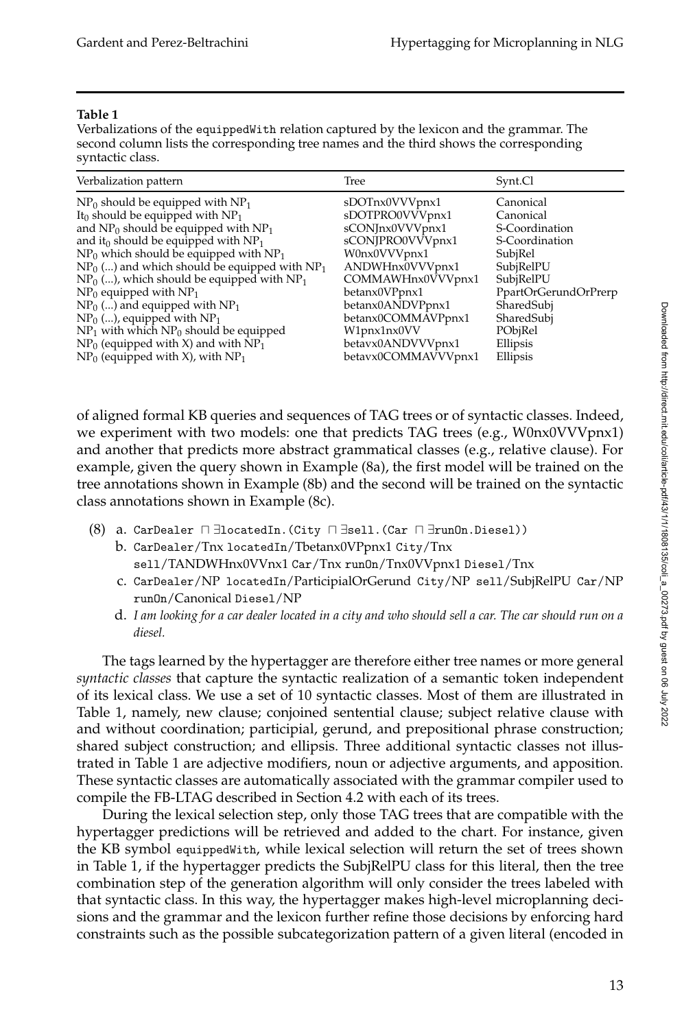**Table 1**

Verbalizations of the equippedWith relation captured by the lexicon and the grammar. The second column lists the corresponding tree names and the third shows the corresponding syntactic class.

| Verbalization pattern | Tree | Synt.Cl |
|---|---|---|
| $NP_0$ should be equipped with $NP_1$ | sDOTnx0VVVpnx1 | Canonical |
| $It_0$ should be equipped with $NP_1$ | sDOTPRO0VVVpnx1 | Canonical |
| and $NP_0$ should be equipped with $NP_1$ | sCONJnx0VVVpnx1 | S-Coordination |
| and $it_0$ should be equipped with $NP_1$ | sCONJPRO0VVVpnx1 | S-Coordination |
| $NP_0$ which should be equipped with $NP_1$ | W0nx0VVVpnx1 | SubjRel |
| $NP_0$ (...) and which should be equipped with $NP_1$ | ANDWHnx0VVVpnx1 | SubjRelPU |
| $NP_0$ (...), which should be equipped with $NP_1$ | COMMAWHnx0VVVpnx1 | SubjRelPU |
| $NP_0$ equipped with $NP_1$ | betanx0VPpnx1 | PpartOrGerundOrPrerp |
| $NP_0$ (...) and equipped with $NP_1$ | betanx0ANDVPpnx1 | SharedSubj |
| $NP_0$ (...), equipped with $NP_1$ | betanx0COMMAVPpnx1 | SharedSubj |
| $NP_1$ with which $NP_0$ should be equipped | W1pnx1nx0VV | PObjRel |
| $NP_0$ (equipped with X) and with $NP_1$ | betavx0ANDVVVpnx1 | Ellipsis |
| $NP_0$ (equipped with X), with $NP_1$ | betavx0COMMAVVVpnx1 | Ellipsis |

of aligned formal KB queries and sequences of TAG trees or of syntactic classes. Indeed, we experiment with two models: one that predicts TAG trees (e.g., W0nx0VVVpnx1) and another that predicts more abstract grammatical classes (e.g., relative clause). For example, given the query shown in Example (8a), the first model will be trained on the tree annotations shown in Example (8b) and the second will be trained on the syntactic class annotations shown in Example (8c).

(8) a. CarDealer ⊓ ∃locatedIn.(City ⊓ ∃sell.(Car ⊓ ∃runOn.Diesel))

b. CarDealer/Tnx locatedIn/Tbetanx0VPpnx1 City/Tnx sell/TANDWHnx0VVnx1 Car/Tnx runOn/Tnx0VVpnx1 Diesel/Tnx

c. CarDealer/NP locatedIn/ParticipialOrGerund City/NP sell/SubjRelPU Car/NP runOn/Canonical Diesel/NP

d. *I am looking for a car dealer located in a city and who should sell a car. The car should run on a diesel.*

The tags learned by the hypertagger are therefore either tree names or more general *syntactic classes* that capture the syntactic realization of a semantic token independent of its lexical class. We use a set of 10 syntactic classes. Most of them are illustrated in Table 1, namely, new clause; conjoined sentential clause; subject relative clause with and without coordination; participial, gerund, and prepositional phrase construction; shared subject construction; and ellipsis. Three additional syntactic classes not illustrated in Table 1 are adjective modifiers, noun or adjective arguments, and apposition. These syntactic classes are automatically associated with the grammar compiler used to compile the FB-LTAG described in Section 4.2 with each of its trees.

During the lexical selection step, only those TAG trees that are compatible with the hypertagger predictions will be retrieved and added to the chart. For instance, given the KB symbol equippedWith, while lexical selection will return the set of trees shown in Table 1, if the hypertagger predicts the SubjRelPU class for this literal, then the tree combination step of the generation algorithm will only consider the trees labeled with that syntactic class. In this way, the hypertagger makes high-level microplanning decisions and the grammar and the lexicon further refine those decisions by enforcing hard constraints such as the possible subcategorization pattern of a given literal (encoded in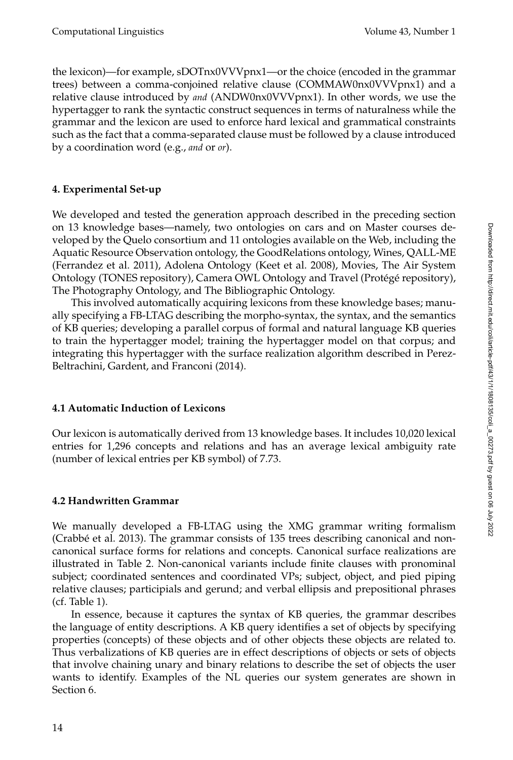the lexicon)—for example, sDOTnx0VVVpnx1—or the choice (encoded in the grammar trees) between a comma-conjoined relative clause (COMMAW0nx0VVVpnx1) and a relative clause introduced by *and* (ANDW0nx0VVVpnx1). In other words, we use the hypertagger to rank the syntactic construct sequences in terms of naturalness while the grammar and the lexicon are used to enforce hard lexical and grammatical constraints such as the fact that a comma-separated clause must be followed by a clause introduced by a coordination word (e.g., *and* or *or*).

## 4. Experimental Set-up

We developed and tested the generation approach described in the preceding section on 13 knowledge bases—namely, two ontologies on cars and on Master courses developed by the Quelo consortium and 11 ontologies available on the Web, including the Aquatic Resource Observation ontology, the GoodRelations ontology, Wines, QALL-ME (Ferrandez et al. 2011), Adolena Ontology (Keet et al. 2008), Movies, The Air System Ontology (TONES repository), Camera OWL Ontology and Travel (Protégé repository), The Photography Ontology, and The Bibliographic Ontology.

This involved automatically acquiring lexicons from these knowledge bases; manually specifying a FB-LTAG describing the morpho-syntax, the syntax, and the semantics of KB queries; developing a parallel corpus of formal and natural language KB queries to train the hypertagger model; training the hypertagger model on that corpus; and integrating this hypertagger with the surface realization algorithm described in Perez-Beltrachini, Gardent, and Franconi (2014).

### 4.1 Automatic Induction of Lexicons

Our lexicon is automatically derived from 13 knowledge bases. It includes 10,020 lexical entries for 1,296 concepts and relations and has an average lexical ambiguity rate (number of lexical entries per KB symbol) of 7.73.

### 4.2 Handwritten Grammar

We manually developed a FB-LTAG using the XMG grammar writing formalism (Crabbé et al. 2013). The grammar consists of 135 trees describing canonical and non-canonical surface forms for relations and concepts. Canonical surface realizations are illustrated in Table 2. Non-canonical variants include finite clauses with pronominal subject; coordinated sentences and coordinated VPs; subject, object, and pied piping relative clauses; participials and gerund; and verbal ellipsis and prepositional phrases (cf. Table 1).

In essence, because it captures the syntax of KB queries, the grammar describes the language of entity descriptions. A KB query identifies a set of objects by specifying properties (concepts) of these objects and of other objects these objects are related to. Thus verbalizations of KB queries are in effect descriptions of objects or sets of objects that involve chaining unary and binary relations to describe the set of objects the user wants to identify. Examples of the NL queries our system generates are shown in Section 6.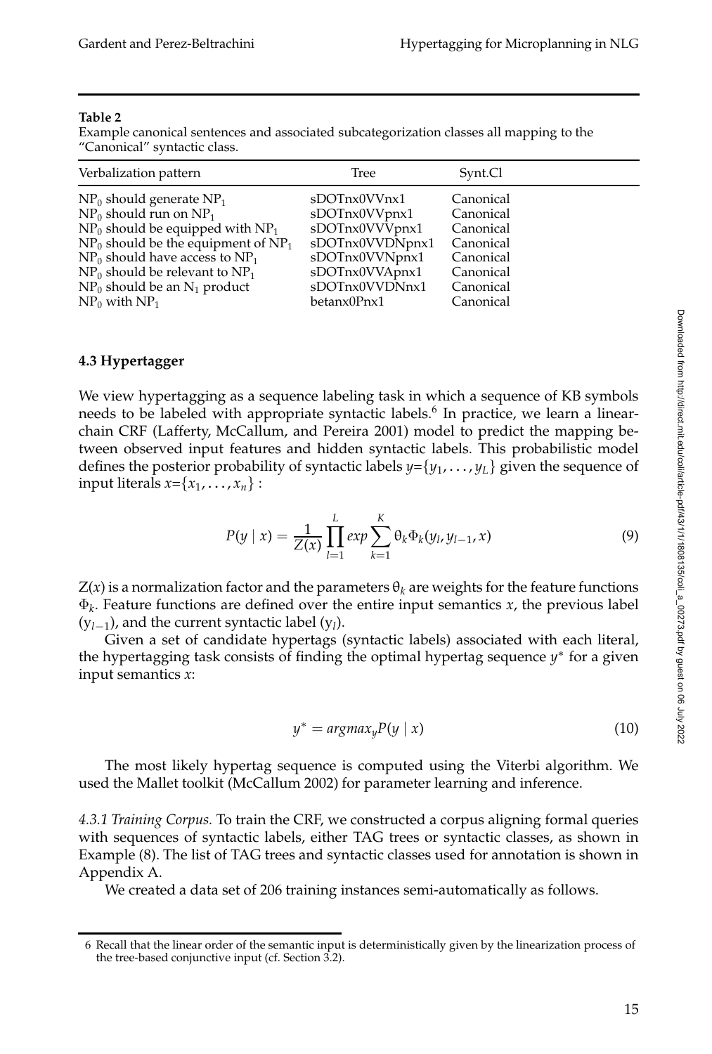**Table 2**
Example canonical sentences and associated subcategorization classes all mapping to the "Canonical" syntactic class.

| Verbalization pattern | Tree | Synt.Cl |
|---|---|---|
| $NP_0$ should generate $NP_1$ | sDOTnx0VVnx1 | Canonical |
| $NP_0$ should run on $NP_1$ | sDOTnx0VVpnx1 | Canonical |
| $NP_0$ should be equipped with $NP_1$ | sDOTnx0VVVpnx1 | Canonical |
| $NP_0$ should be the equipment of $NP_1$ | sDOTnx0VVDNpnx1 | Canonical |
| $NP_0$ should have access to $NP_1$ | sDOTnx0VVNpnx1 | Canonical |
| $NP_0$ should be relevant to $NP_1$ | sDOTnx0VVApnx1 | Canonical |
| $NP_0$ should be an $N_1$ product | sDOTnx0VVDNnx1 | Canonical |
| $NP_0$ with $NP_1$ | betanx0Pnx1 | Canonical |

### 4.3 Hypertagger

We view hypertagging as a sequence labeling task in which a sequence of KB symbols needs to be labeled with appropriate syntactic labels.[6] In practice, we learn a linear-chain CRF (Lafferty, McCallum, and Pereira 2001) model to predict the mapping between observed input features and hidden syntactic labels. This probabilistic model defines the posterior probability of syntactic labels $y$=$\{y_1, \ldots, y_L\}$ given the sequence of input literals $x$=$\{x_1, \ldots, x_n\}$ :

$$P(y \mid x) = \frac{1}{Z(x)} \prod_{l=1}^{L} exp \sum_{k=1}^{K} \theta_k \Phi_k(y_l, y_{l-1}, x) \tag{9}$$

$Z(x)$ is a normalization factor and the parameters $\theta_k$ are weights for the feature functions $\Phi_k$. Feature functions are defined over the entire input semantics $x$, the previous label ($y_{l-1}$), and the current syntactic label ($y_l$).

Given a set of candidate hypertags (syntactic labels) associated with each literal, the hypertagging task consists of finding the optimal hypertag sequence $y^*$ for a given input semantics $x$:

$$y^* = argmax_y P(y \mid x) \tag{10}$$

The most likely hypertag sequence is computed using the Viterbi algorithm. We used the Mallet toolkit (McCallum 2002) for parameter learning and inference.

*4.3.1 Training Corpus.* To train the CRF, we constructed a corpus aligning formal queries with sequences of syntactic labels, either TAG trees or syntactic classes, as shown in Example (8). The list of TAG trees and syntactic classes used for annotation is shown in Appendix A.

We created a data set of 206 training instances semi-automatically as follows.

6 Recall that the linear order of the semantic input is deterministically given by the linearization process of the tree-based conjunctive input (cf. Section 3.2).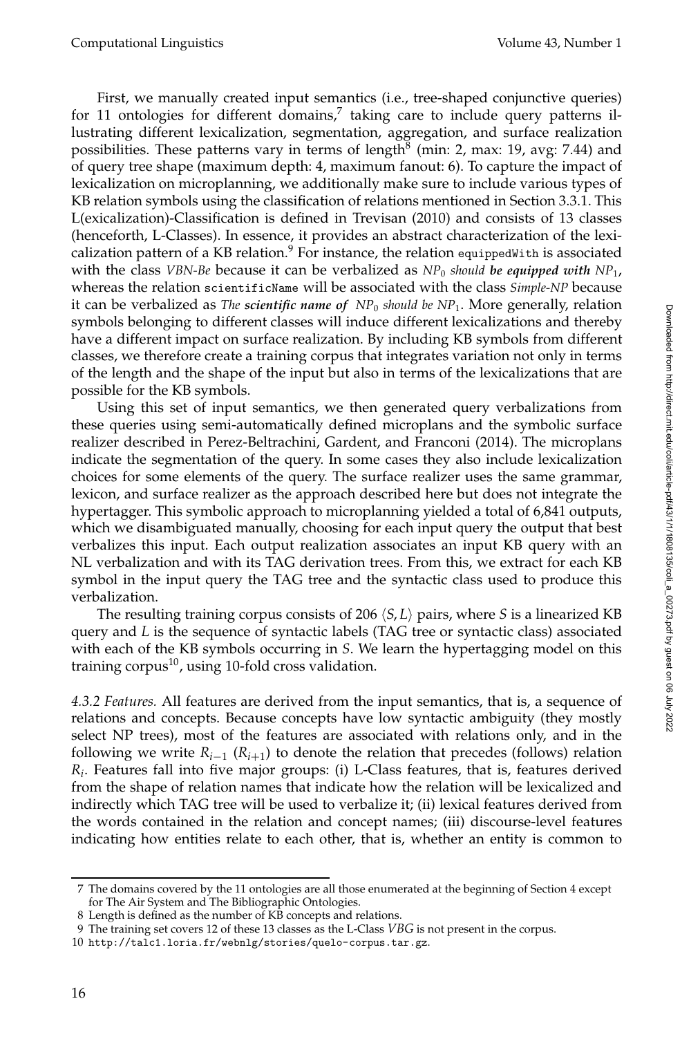First, we manually created input semantics (i.e., tree-shaped conjunctive queries) for 11 ontologies for different domains,[7] taking care to include query patterns illustrating different lexicalization, segmentation, aggregation, and surface realization possibilities. These patterns vary in terms of length[8] (min: 2, max: 19, avg: 7.44) and of query tree shape (maximum depth: 4, maximum fanout: 6). To capture the impact of lexicalization on microplanning, we additionally make sure to include various types of KB relation symbols using the classification of relations mentioned in Section 3.3.1. This L(exicalization)-Classification is defined in Trevisan (2010) and consists of 13 classes (henceforth, L-Classes). In essence, it provides an abstract characterization of the lexicalization pattern of a KB relation.[9] For instance, the relation `equippedWith` is associated with the class *VBN-Be* because it can be verbalized as *$NP_0$ should **be equipped with** $NP_1$*, whereas the relation `scientificName` will be associated with the class *Simple-NP* because it can be verbalized as *The **scientific name of** $NP_0$ should be $NP_1$*. More generally, relation symbols belonging to different classes will induce different lexicalizations and thereby have a different impact on surface realization. By including KB symbols from different classes, we therefore create a training corpus that integrates variation not only in terms of the length and the shape of the input but also in terms of the lexicalizations that are possible for the KB symbols.

Using this set of input semantics, we then generated query verbalizations from these queries using semi-automatically defined microplans and the symbolic surface realizer described in Perez-Beltrachini, Gardent, and Franconi (2014). The microplans indicate the segmentation of the query. In some cases they also include lexicalization choices for some elements of the query. The surface realizer uses the same grammar, lexicon, and surface realizer as the approach described here but does not integrate the hypertagger. This symbolic approach to microplanning yielded a total of 6,841 outputs, which we disambiguated manually, choosing for each input query the output that best verbalizes this input. Each output realization associates an input KB query with an NL verbalization and with its TAG derivation trees. From this, we extract for each KB symbol in the input query the TAG tree and the syntactic class used to produce this verbalization.

The resulting training corpus consists of 206 $\langle S, L \rangle$ pairs, where $S$ is a linearized KB query and $L$ is the sequence of syntactic labels (TAG tree or syntactic class) associated with each of the KB symbols occurring in $S$. We learn the hypertagging model on this training corpus[10], using 10-fold cross validation.

*4.3.2 Features.* All features are derived from the input semantics, that is, a sequence of relations and concepts. Because concepts have low syntactic ambiguity (they mostly select NP trees), most of the features are associated with relations only, and in the following we write $R_{i-1}$ ($R_{i+1}$) to denote the relation that precedes (follows) relation $R_i$. Features fall into five major groups: (i) L-Class features, that is, features derived from the shape of relation names that indicate how the relation will be lexicalized and indirectly which TAG tree will be used to verbalize it; (ii) lexical features derived from the words contained in the relation and concept names; (iii) discourse-level features indicating how entities relate to each other, that is, whether an entity is common to

---

7 The domains covered by the 11 ontologies are all those enumerated at the beginning of Section 4 except for The Air System and The Bibliographic Ontologies.

8 Length is defined as the number of KB concepts and relations.

9 The training set covers 12 of these 13 classes as the L-Class *VBG* is not present in the corpus.

10 http://talc1.loria.fr/webnlg/stories/quelo-corpus.tar.gz.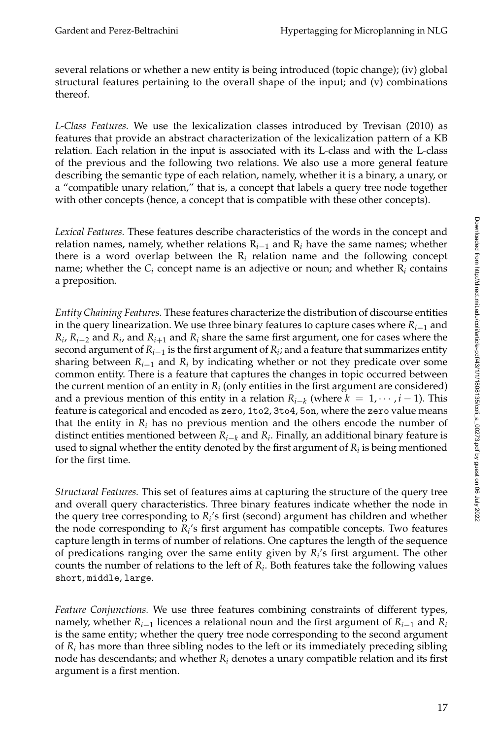several relations or whether a new entity is being introduced (topic change); (iv) global structural features pertaining to the overall shape of the input; and (v) combinations thereof.

*L-Class Features.* We use the lexicalization classes introduced by Trevisan (2010) as features that provide an abstract characterization of the lexicalization pattern of a KB relation. Each relation in the input is associated with its L-class and with the L-class of the previous and the following two relations. We also use a more general feature describing the semantic type of each relation, namely, whether it is a binary, a unary, or a "compatible unary relation," that is, a concept that labels a query tree node together with other concepts (hence, a concept that is compatible with these other concepts).

*Lexical Features.* These features describe characteristics of the words in the concept and relation names, namely, whether relations $R_{i-1}$ and $R_i$ have the same names; whether there is a word overlap between the $R_i$ relation name and the following concept name; whether the $C_i$ concept name is an adjective or noun; and whether $R_i$ contains a preposition.

*Entity Chaining Features.* These features characterize the distribution of discourse entities in the query linearization. We use three binary features to capture cases where $R_{i-1}$ and $R_i$, $R_{i-2}$ and $R_i$, and $R_{i+1}$ and $R_i$ share the same first argument, one for cases where the second argument of $R_{i-1}$ is the first argument of $R_i$; and a feature that summarizes entity sharing between $R_{i-1}$ and $R_i$ by indicating whether or not they predicate over some common entity. There is a feature that captures the changes in topic occurred between the current mention of an entity in $R_i$ (only entities in the first argument are considered) and a previous mention of this entity in a relation $R_{i-k}$ (where $k = 1, \cdots, i-1$). This feature is categorical and encoded as `zero`, `1to2`, `3to4`, `5on`, where the `zero` value means that the entity in $R_i$ has no previous mention and the others encode the number of distinct entities mentioned between $R_{i-k}$ and $R_i$. Finally, an additional binary feature is used to signal whether the entity denoted by the first argument of $R_i$ is being mentioned for the first time.

*Structural Features.* This set of features aims at capturing the structure of the query tree and overall query characteristics. Three binary features indicate whether the node in the query tree corresponding to $R_i$'s first (second) argument has children and whether the node corresponding to $R_i$'s first argument has compatible concepts. Two features capture length in terms of number of relations. One captures the length of the sequence of predications ranging over the same entity given by $R_i$'s first argument. The other counts the number of relations to the left of $R_i$. Both features take the following values `short`, `middle`, `large`.

*Feature Conjunctions.* We use three features combining constraints of different types, namely, whether $R_{i-1}$ licences a relational noun and the first argument of $R_{i-1}$ and $R_i$ is the same entity; whether the query tree node corresponding to the second argument of $R_i$ has more than three sibling nodes to the left or its immediately preceding sibling node has descendants; and whether $R_i$ denotes a unary compatible relation and its first argument is a first mention.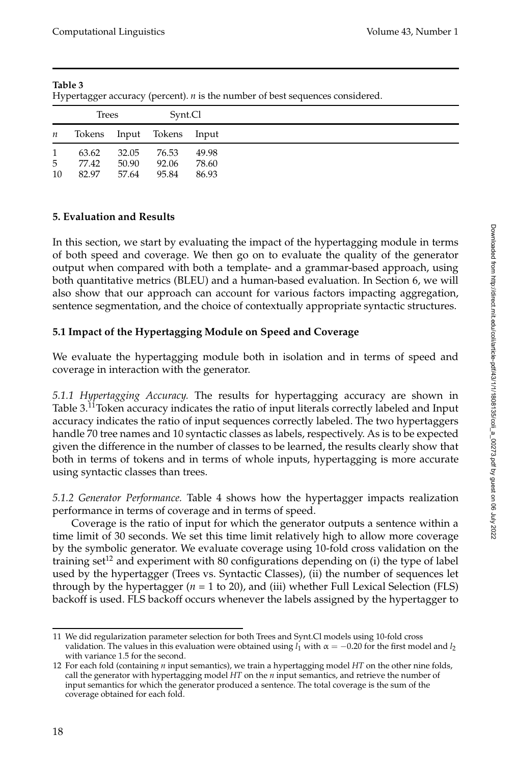**Table 3**
Hypertagger accuracy (percent). *n* is the number of best sequences considered.

| | Trees | | Synt.Cl | |
|---|---|---|---|---|
| *n* | Tokens | Input | Tokens | Input |
| 1 | 63.62 | 32.05 | 76.53 | 49.98 |
| 5 | 77.42 | 50.90 | 92.06 | 78.60 |
| 10 | 82.97 | 57.64 | 95.84 | 86.93 |

## 5. Evaluation and Results

In this section, we start by evaluating the impact of the hypertagging module in terms of both speed and coverage. We then go on to evaluate the quality of the generator output when compared with both a template- and a grammar-based approach, using both quantitative metrics (BLEU) and a human-based evaluation. In Section 6, we will also show that our approach can account for various factors impacting aggregation, sentence segmentation, and the choice of contextually appropriate syntactic structures.

### 5.1 Impact of the Hypertagging Module on Speed and Coverage

We evaluate the hypertagging module both in isolation and in terms of speed and coverage in interaction with the generator.

*5.1.1 Hypertagging Accuracy.* The results for hypertagging accuracy are shown in Table 3.[11] Token accuracy indicates the ratio of input literals correctly labeled and Input accuracy indicates the ratio of input sequences correctly labeled. The two hypertaggers handle 70 tree names and 10 syntactic classes as labels, respectively. As is to be expected given the difference in the number of classes to be learned, the results clearly show that both in terms of tokens and in terms of whole inputs, hypertagging is more accurate using syntactic classes than trees.

*5.1.2 Generator Performance.* Table 4 shows how the hypertagger impacts realization performance in terms of coverage and in terms of speed.

Coverage is the ratio of input for which the generator outputs a sentence within a time limit of 30 seconds. We set this time limit relatively high to allow more coverage by the symbolic generator. We evaluate coverage using 10-fold cross validation on the training set[12] and experiment with 80 configurations depending on (i) the type of label used by the hypertagger (Trees vs. Syntactic Classes), (ii) the number of sequences let through by the hypertagger ($n$ = 1 to 20), and (iii) whether Full Lexical Selection (FLS) backoff is used. FLS backoff occurs whenever the labels assigned by the hypertagger to

---

11 We did regularization parameter selection for both Trees and Synt.Cl models using 10-fold cross validation. The values in this evaluation were obtained using $l_1$ with $\alpha = -0.20$ for the first model and $l_2$ with variance 1.5 for the second.

12 For each fold (containing $n$ input semantics), we train a hypertagging model *HT* on the other nine folds, call the generator with hypertagging model *HT* on the $n$ input semantics, and retrieve the number of input semantics for which the generator produced a sentence. The total coverage is the sum of the coverage obtained for each fold.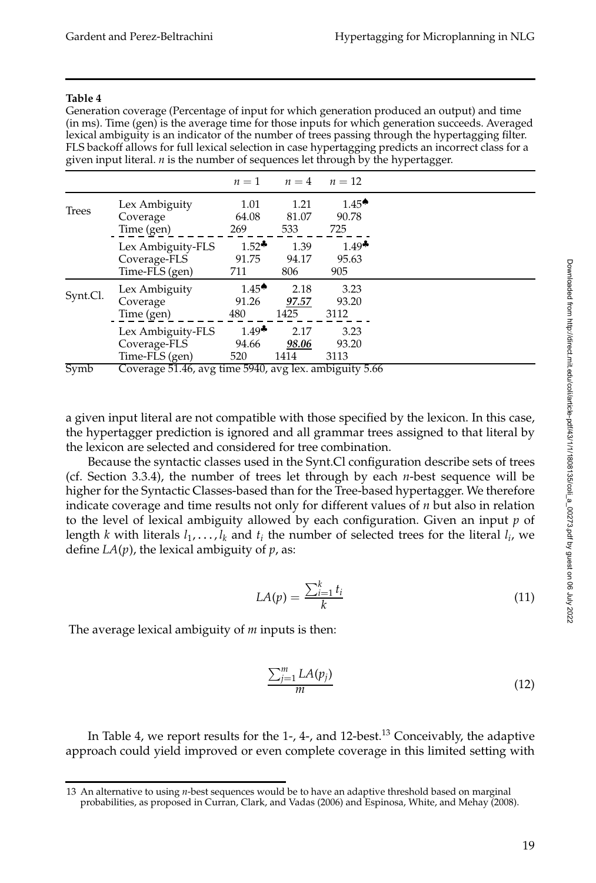**Table 4**
Generation coverage (Percentage of input for which generation produced an output) and time (in ms). Time (gen) is the average time for those inputs for which generation succeeds. Averaged lexical ambiguity is an indicator of the number of trees passing through the hypertagging filter. FLS backoff allows for full lexical selection in case hypertagging predicts an incorrect class for a given input literal. $n$ is the number of sequences let through by the hypertagger.

| | | $n = 1$ | $n = 4$ | $n = 12$ |
|---|---|---|---|---|
| Trees | Lex Ambiguity | 1.01 | 1.21 | 1.45♠ |
| | Coverage | 64.08 | 81.07 | 90.78 |
| | Time (gen) | 269 | 533 | 725 |
| | Lex Ambiguity-FLS | 1.52♣ | 1.39 | 1.49♣ |
| | Coverage-FLS | 91.75 | 94.17 | 95.63 |
| | Time-FLS (gen) | 711 | 806 | 905 |
| Synt.Cl. | Lex Ambiguity | 1.45♠ | 2.18 | 3.23 |
| | Coverage | 91.26 | ***97.57*** | 93.20 |
| | Time (gen) | 480 | 1425 | 3112 |
| | Lex Ambiguity-FLS | 1.49♣ | 2.17 | 3.23 |
| | Coverage-FLS | 94.66 | ***98.06*** | 93.20 |
| | Time-FLS (gen) | 520 | 1414 | 3113 |
| Symb | Coverage 51.46, avg time 5940, avg lex. ambiguity 5.66 | | | |

a given input literal are not compatible with those specified by the lexicon. In this case, the hypertagger prediction is ignored and all grammar trees assigned to that literal by the lexicon are selected and considered for tree combination.

Because the syntactic classes used in the Synt.Cl configuration describe sets of trees (cf. Section 3.3.4), the number of trees let through by each $n$-best sequence will be higher for the Syntactic Classes-based than for the Tree-based hypertagger. We therefore indicate coverage and time results not only for different values of $n$ but also in relation to the level of lexical ambiguity allowed by each configuration. Given an input $p$ of length $k$ with literals $l_1, \ldots, l_k$ and $t_i$ the number of selected trees for the literal $l_i$, we define $LA(p)$, the lexical ambiguity of $p$, as:

$$LA(p) = \frac{\sum_{i=1}^{k} t_i}{k} \tag{11}$$

The average lexical ambiguity of $m$ inputs is then:

$$\frac{\sum_{j=1}^{m} LA(p_j)}{m} \tag{12}$$

In Table 4, we report results for the 1-, 4-, and 12-best.[13] Conceivably, the adaptive approach could yield improved or even complete coverage in this limited setting with

[13] An alternative to using $n$-best sequences would be to have an adaptive threshold based on marginal probabilities, as proposed in Curran, Clark, and Vadas (2006) and Espinosa, White, and Mehay (2008).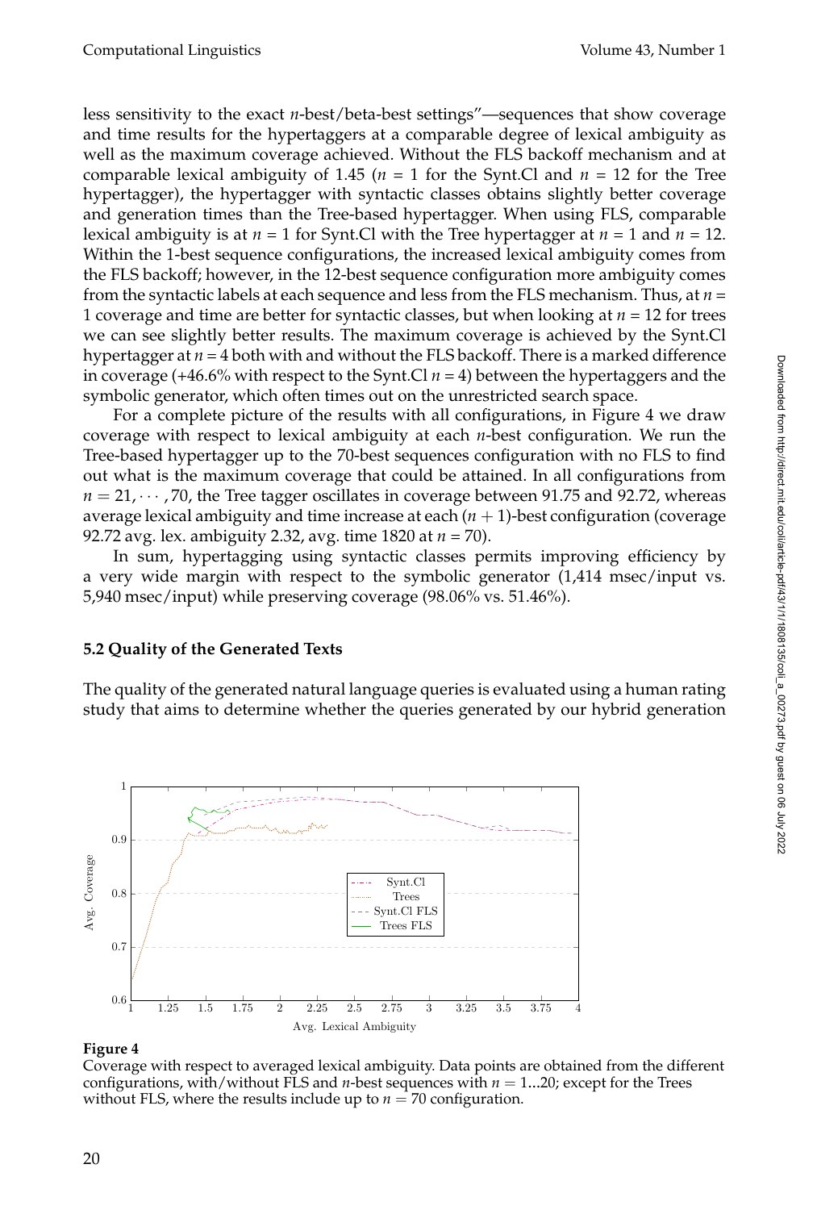less sensitivity to the exact $n$-best/beta-best settings"—sequences that show coverage and time results for the hypertaggers at a comparable degree of lexical ambiguity as well as the maximum coverage achieved. Without the FLS backoff mechanism and at comparable lexical ambiguity of 1.45 ($n$ = 1 for the Synt.Cl and $n$ = 12 for the Tree hypertagger), the hypertagger with syntactic classes obtains slightly better coverage and generation times than the Tree-based hypertagger. When using FLS, comparable lexical ambiguity is at $n$ = 1 for Synt.Cl with the Tree hypertagger at $n$ = 1 and $n$ = 12. Within the 1-best sequence configurations, the increased lexical ambiguity comes from the FLS backoff; however, in the 12-best sequence configuration more ambiguity comes from the syntactic labels at each sequence and less from the FLS mechanism. Thus, at $n$ = 1 coverage and time are better for syntactic classes, but when looking at $n$ = 12 for trees we can see slightly better results. The maximum coverage is achieved by the Synt.Cl hypertagger at $n$ = 4 both with and without the FLS backoff. There is a marked difference in coverage (+46.6% with respect to the Synt.Cl $n$ = 4) between the hypertaggers and the symbolic generator, which often times out on the unrestricted search space.

For a complete picture of the results with all configurations, in Figure 4 we draw coverage with respect to lexical ambiguity at each $n$-best configuration. We run the Tree-based hypertagger up to the 70-best sequences configuration with no FLS to find out what is the maximum coverage that could be attained. In all configurations from $n = 21, \cdots, 70$, the Tree tagger oscillates in coverage between 91.75 and 92.72, whereas average lexical ambiguity and time increase at each $(n+1)$-best configuration (coverage 92.72 avg. lex. ambiguity 2.32, avg. time 1820 at $n$ = 70).

In sum, hypertagging using syntactic classes permits improving efficiency by a very wide margin with respect to the symbolic generator (1,414 msec/input vs. 5,940 msec/input) while preserving coverage (98.06% vs. 51.46%).

### 5.2 Quality of the Generated Texts

The quality of the generated natural language queries is evaluated using a human rating study that aims to determine whether the queries generated by our hybrid generation

Avg. Coverage
1
0.9
0.8
0.7
0.6
1 1.25 1.5 1.75 2 2.25 2.5 2.75 3 3.25 3.5 3.75 4
Avg. Lexical Ambiguity
Synt.Cl
Trees
Synt.Cl FLS
Trees FLS

**Figure 4**
Coverage with respect to averaged lexical ambiguity. Data points are obtained from the different configurations, with/without FLS and $n$-best sequences with $n$ = 1...20; except for the Trees without FLS, where the results include up to $n$ = 70 configuration.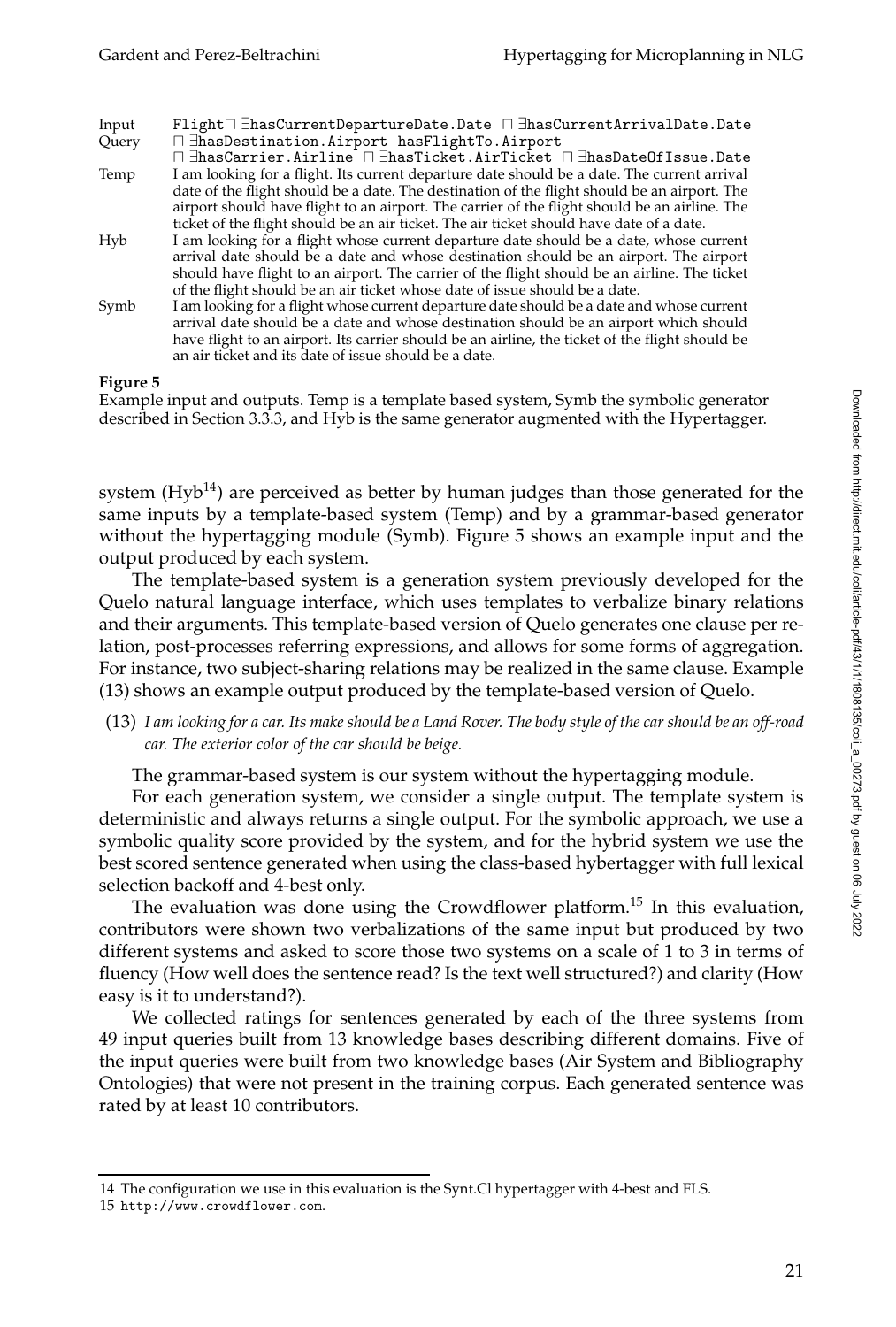| | |
|---|---|
| Input Query | Flight⊓ ∃hasCurrentDepartureDate.Date ⊓ ∃hasCurrentArrivalDate.Date ⊓ ∃hasDestination.Airport hasFlightTo.Airport ⊓ ∃hasCarrier.Airline ⊓ ∃hasTicket.AirTicket ⊓ ∃hasDateOfIssue.Date |
| Temp | I am looking for a flight. Its current departure date should be a date. The current arrival date of the flight should be a date. The destination of the flight should be an airport. The airport should have flight to an airport. The carrier of the flight should be an airline. The ticket of the flight should be an air ticket. The air ticket should have date of a date. |
| Hyb | I am looking for a flight whose current departure date should be a date, whose current arrival date should be a date and whose destination should be an airport. The airport should have flight to an airport. The carrier of the flight should be an airline. The ticket of the flight should be an air ticket whose date of issue should be a date. |
| Symb | I am looking for a flight whose current departure date should be a date and whose current arrival date should be a date and whose destination should be an airport which should have flight to an airport. Its carrier should be an airline, the ticket of the flight should be an air ticket and its date of issue should be a date. |

**Figure 5**
Example input and outputs. Temp is a template based system, Symb the symbolic generator described in Section 3.3.3, and Hyb is the same generator augmented with the Hypertagger.

system (Hyb[14]) are perceived as better by human judges than those generated for the same inputs by a template-based system (Temp) and by a grammar-based generator without the hypertagging module (Symb). Figure 5 shows an example input and the output produced by each system.

The template-based system is a generation system previously developed for the Quelo natural language interface, which uses templates to verbalize binary relations and their arguments. This template-based version of Quelo generates one clause per relation, post-processes referring expressions, and allows for some forms of aggregation. For instance, two subject-sharing relations may be realized in the same clause. Example (13) shows an example output produced by the template-based version of Quelo.

(13) *I am looking for a car. Its make should be a Land Rover. The body style of the car should be an off-road car. The exterior color of the car should be beige.*

The grammar-based system is our system without the hypertagging module.

For each generation system, we consider a single output. The template system is deterministic and always returns a single output. For the symbolic approach, we use a symbolic quality score provided by the system, and for the hybrid system we use the best scored sentence generated when using the class-based hybertagger with full lexical selection backoff and 4-best only.

The evaluation was done using the Crowdflower platform.[15] In this evaluation, contributors were shown two verbalizations of the same input but produced by two different systems and asked to score those two systems on a scale of 1 to 3 in terms of fluency (How well does the sentence read? Is the text well structured?) and clarity (How easy is it to understand?).

We collected ratings for sentences generated by each of the three systems from 49 input queries built from 13 knowledge bases describing different domains. Five of the input queries were built from two knowledge bases (Air System and Bibliography Ontologies) that were not present in the training corpus. Each generated sentence was rated by at least 10 contributors.

14 The configuration we use in this evaluation is the Synt.Cl hypertagger with 4-best and FLS.
15 http://www.crowdflower.com.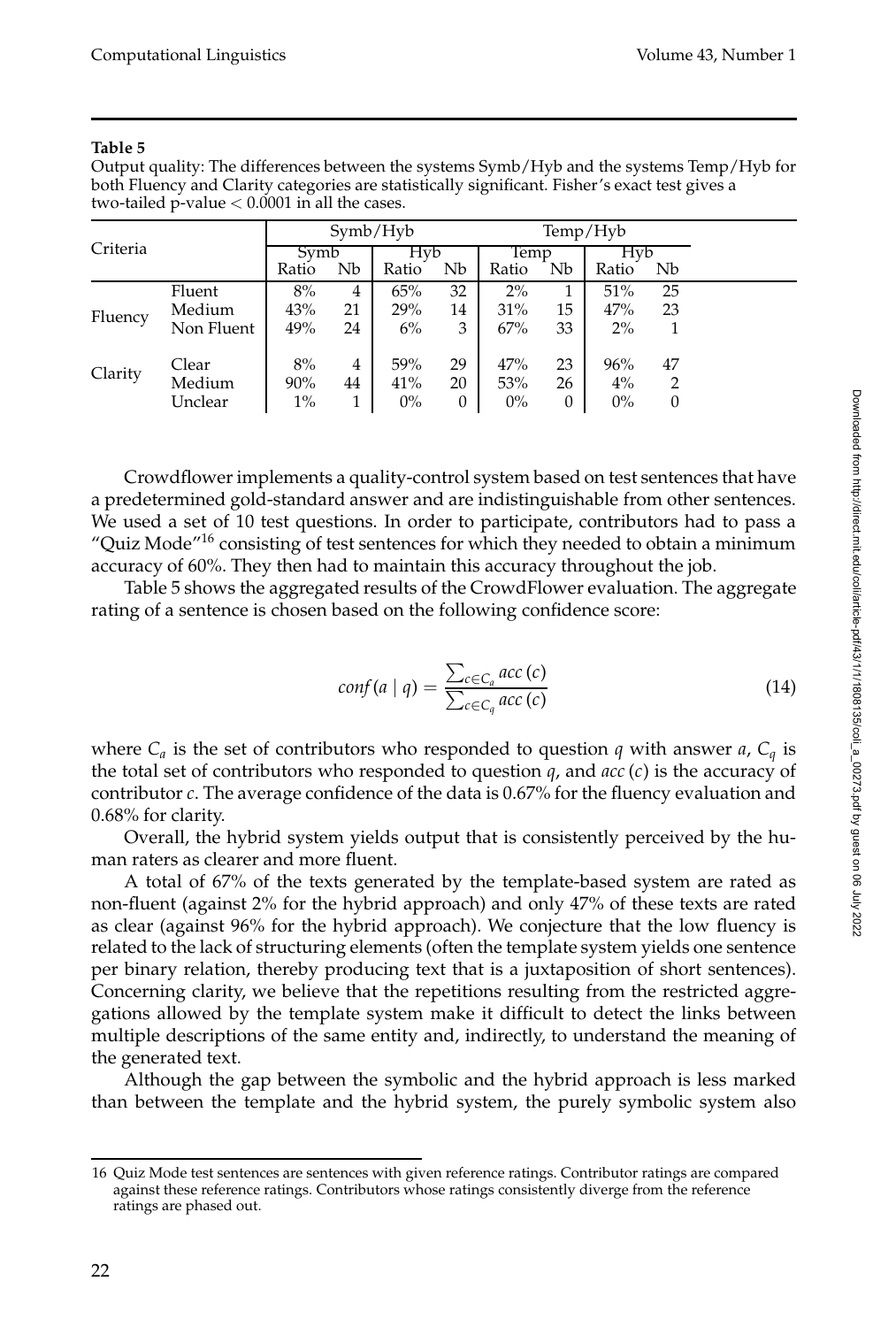**Table 5**

Output quality: The differences between the systems Symb/Hyb and the systems Temp/Hyb for both Fluency and Clarity categories are statistically significant. Fisher's exact test gives a two-tailed p-value $< 0.0001$ in all the cases.

| Criteria | | Symb/Hyb | | | | Temp/Hyb | | | |
|---|---|---|---|---|---|---|---|---|---|
| | | Symb | | Hyb | | Temp | | Hyb | |
| | | Ratio | Nb | Ratio | Nb | Ratio | Nb | Ratio | Nb |
| Fluency | Fluent | 8% | 4 | 65% | 32 | 2% | 1 | 51% | 25 |
| | Medium | 43% | 21 | 29% | 14 | 31% | 15 | 47% | 23 |
| | Non Fluent | 49% | 24 | 6% | 3 | 67% | 33 | 2% | 1 |
| Clarity | Clear | 8% | 4 | 59% | 29 | 47% | 23 | 96% | 47 |
| | Medium | 90% | 44 | 41% | 20 | 53% | 26 | 4% | 2 |
| | Unclear | 1% | 1 | 0% | 0 | 0% | 0 | 0% | 0 |

Crowdflower implements a quality-control system based on test sentences that have a predetermined gold-standard answer and are indistinguishable from other sentences. We used a set of 10 test questions. In order to participate, contributors had to pass a "Quiz Mode"[16] consisting of test sentences for which they needed to obtain a minimum accuracy of 60%. They then had to maintain this accuracy throughout the job.

Table 5 shows the aggregated results of the CrowdFlower evaluation. The aggregate rating of a sentence is chosen based on the following confidence score:

$$conf(a \mid q) = \frac{\sum_{c \in C_a} acc(c)}{\sum_{c \in C_q} acc(c)} \tag{14}$$

where $C_a$ is the set of contributors who responded to question $q$ with answer $a$, $C_q$ is the total set of contributors who responded to question $q$, and $acc(c)$ is the accuracy of contributor $c$. The average confidence of the data is 0.67% for the fluency evaluation and 0.68% for clarity.

Overall, the hybrid system yields output that is consistently perceived by the human raters as clearer and more fluent.

A total of 67% of the texts generated by the template-based system are rated as non-fluent (against 2% for the hybrid approach) and only 47% of these texts are rated as clear (against 96% for the hybrid approach). We conjecture that the low fluency is related to the lack of structuring elements (often the template system yields one sentence per binary relation, thereby producing text that is a juxtaposition of short sentences). Concerning clarity, we believe that the repetitions resulting from the restricted aggregations allowed by the template system make it difficult to detect the links between multiple descriptions of the same entity and, indirectly, to understand the meaning of the generated text.

Although the gap between the symbolic and the hybrid approach is less marked than between the template and the hybrid system, the purely symbolic system also

16 Quiz Mode test sentences are sentences with given reference ratings. Contributor ratings are compared against these reference ratings. Contributors whose ratings consistently diverge from the reference ratings are phased out.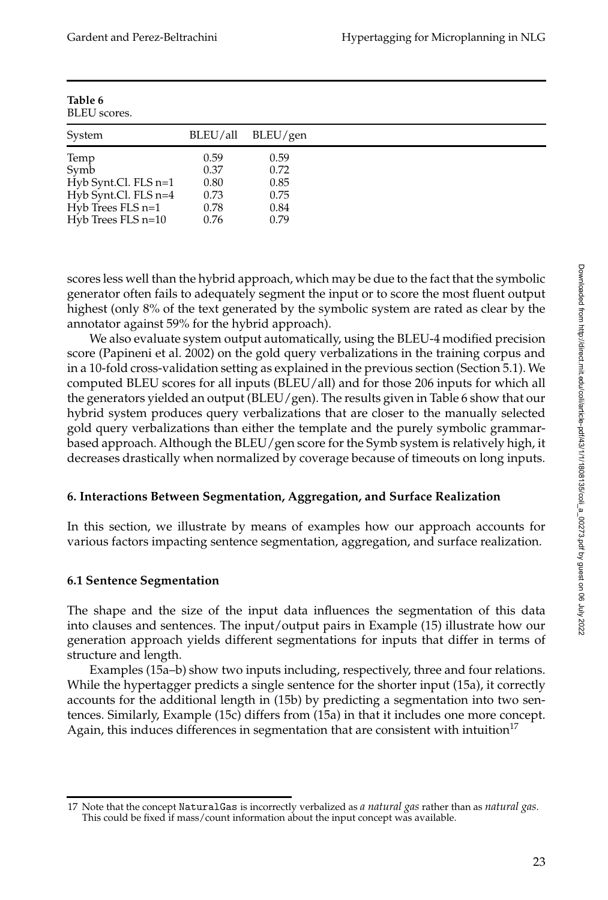**Table 6**
BLEU scores.

| System | BLEU/all | BLEU/gen |
|---|---|---|
| Temp | 0.59 | 0.59 |
| Symb | 0.37 | 0.72 |
| Hyb Synt.Cl. FLS n=1 | 0.80 | 0.85 |
| Hyb Synt.Cl. FLS n=4 | 0.73 | 0.75 |
| Hyb Trees FLS n=1 | 0.78 | 0.84 |
| Hyb Trees FLS n=10 | 0.76 | 0.79 |

scores less well than the hybrid approach, which may be due to the fact that the symbolic generator often fails to adequately segment the input or to score the most fluent output highest (only 8% of the text generated by the symbolic system are rated as clear by the annotator against 59% for the hybrid approach).

We also evaluate system output automatically, using the BLEU-4 modified precision score (Papineni et al. 2002) on the gold query verbalizations in the training corpus and in a 10-fold cross-validation setting as explained in the previous section (Section 5.1). We computed BLEU scores for all inputs (BLEU/all) and for those 206 inputs for which all the generators yielded an output (BLEU/gen). The results given in Table 6 show that our hybrid system produces query verbalizations that are closer to the manually selected gold query verbalizations than either the template and the purely symbolic grammar-based approach. Although the BLEU/gen score for the Symb system is relatively high, it decreases drastically when normalized by coverage because of timeouts on long inputs.

## 6. Interactions Between Segmentation, Aggregation, and Surface Realization

In this section, we illustrate by means of examples how our approach accounts for various factors impacting sentence segmentation, aggregation, and surface realization.

### 6.1 Sentence Segmentation

The shape and the size of the input data influences the segmentation of this data into clauses and sentences. The input/output pairs in Example (15) illustrate how our generation approach yields different segmentations for inputs that differ in terms of structure and length.

Examples (15a–b) show two inputs including, respectively, three and four relations. While the hypertagger predicts a single sentence for the shorter input (15a), it correctly accounts for the additional length in (15b) by predicting a segmentation into two sentences. Similarly, Example (15c) differs from (15a) in that it includes one more concept. Again, this induces differences in segmentation that are consistent with intuition[17]

[17] Note that the concept `NaturalGas` is incorrectly verbalized as *a natural gas* rather than as *natural gas.* This could be fixed if mass/count information about the input concept was available.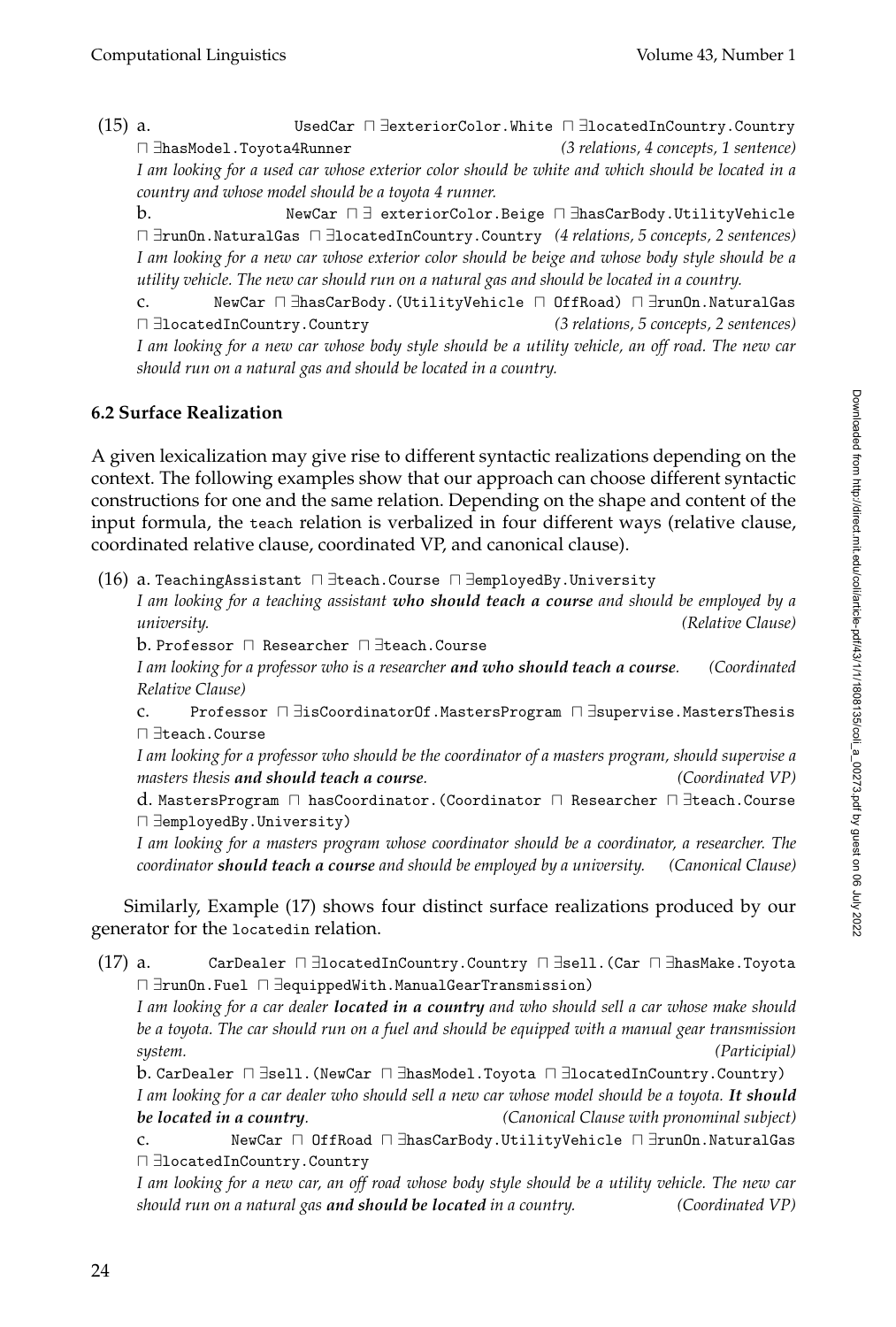(15) a. UsedCar ⊓ ∃exteriorColor.White ⊓ ∃locatedInCountry.Country ⊓ ∃hasModel.Toyota4Runner *(3 relations, 4 concepts, 1 sentence)*

*I am looking for a used car whose exterior color should be white and which should be located in a country and whose model should be a toyota 4 runner.*

b. NewCar ⊓ ∃ exteriorColor.Beige ⊓ ∃hasCarBody.UtilityVehicle ⊓ ∃runOn.NaturalGas ⊓ ∃locatedInCountry.Country *(4 relations, 5 concepts, 2 sentences)*

*I am looking for a new car whose exterior color should be beige and whose body style should be a utility vehicle. The new car should run on a natural gas and should be located in a country.*

c. NewCar ⊓ ∃hasCarBody.(UtilityVehicle ⊓ OffRoad) ⊓ ∃runOn.NaturalGas ⊓ ∃locatedInCountry.Country *(3 relations, 5 concepts, 2 sentences)*

*I am looking for a new car whose body style should be a utility vehicle, an off road. The new car should run on a natural gas and should be located in a country.*

### 6.2 Surface Realization

A given lexicalization may give rise to different syntactic realizations depending on the context. The following examples show that our approach can choose different syntactic constructions for one and the same relation. Depending on the shape and content of the input formula, the `teach` relation is verbalized in four different ways (relative clause, coordinated relative clause, coordinated VP, and canonical clause).

(16) a. TeachingAssistant ⊓ ∃teach.Course ⊓ ∃employedBy.University

*I am looking for a teaching assistant* ***who should teach a course*** *and should be employed by a university.* *(Relative Clause)*

b. Professor ⊓ Researcher ⊓ ∃teach.Course

*I am looking for a professor who is a researcher* ***and who should teach a course****.* *(Coordinated Relative Clause)*

c. Professor ⊓ ∃isCoordinatorOf.MastersProgram ⊓ ∃supervise.MastersThesis ⊓ ∃teach.Course

*I am looking for a professor who should be the coordinator of a masters program, should supervise a masters thesis* ***and should teach a course****.* *(Coordinated VP)*

d. MastersProgram ⊓ hasCoordinator.(Coordinator ⊓ Researcher ⊓ ∃teach.Course ⊓ ∃employedBy.University)

*I am looking for a masters program whose coordinator should be a coordinator, a researcher. The coordinator* ***should teach a course*** *and should be employed by a university.* *(Canonical Clause)*

Similarly, Example (17) shows four distinct surface realizations produced by our generator for the `locatedin` relation.

(17) a. CarDealer ⊓ ∃locatedInCountry.Country ⊓ ∃sell.(Car ⊓ ∃hasMake.Toyota ⊓ ∃runOn.Fuel ⊓ ∃equippedWith.ManualGearTransmission)

*I am looking for a car dealer* ***located in a country*** *and who should sell a car whose make should be a toyota. The car should run on a fuel and should be equipped with a manual gear transmission system.* *(Participial)*

b. CarDealer ⊓ ∃sell.(NewCar ⊓ ∃hasModel.Toyota ⊓ ∃locatedInCountry.Country)

*I am looking for a car dealer who should sell a new car whose model should be a toyota.* ***It should be located in a country****.* *(Canonical Clause with pronominal subject)*

c. NewCar ⊓ OffRoad ⊓ ∃hasCarBody.UtilityVehicle ⊓ ∃runOn.NaturalGas ⊓ ∃locatedInCountry.Country

*I am looking for a new car, an off road whose body style should be a utility vehicle. The new car should run on a natural gas* ***and should be located*** *in a country.* *(Coordinated VP)*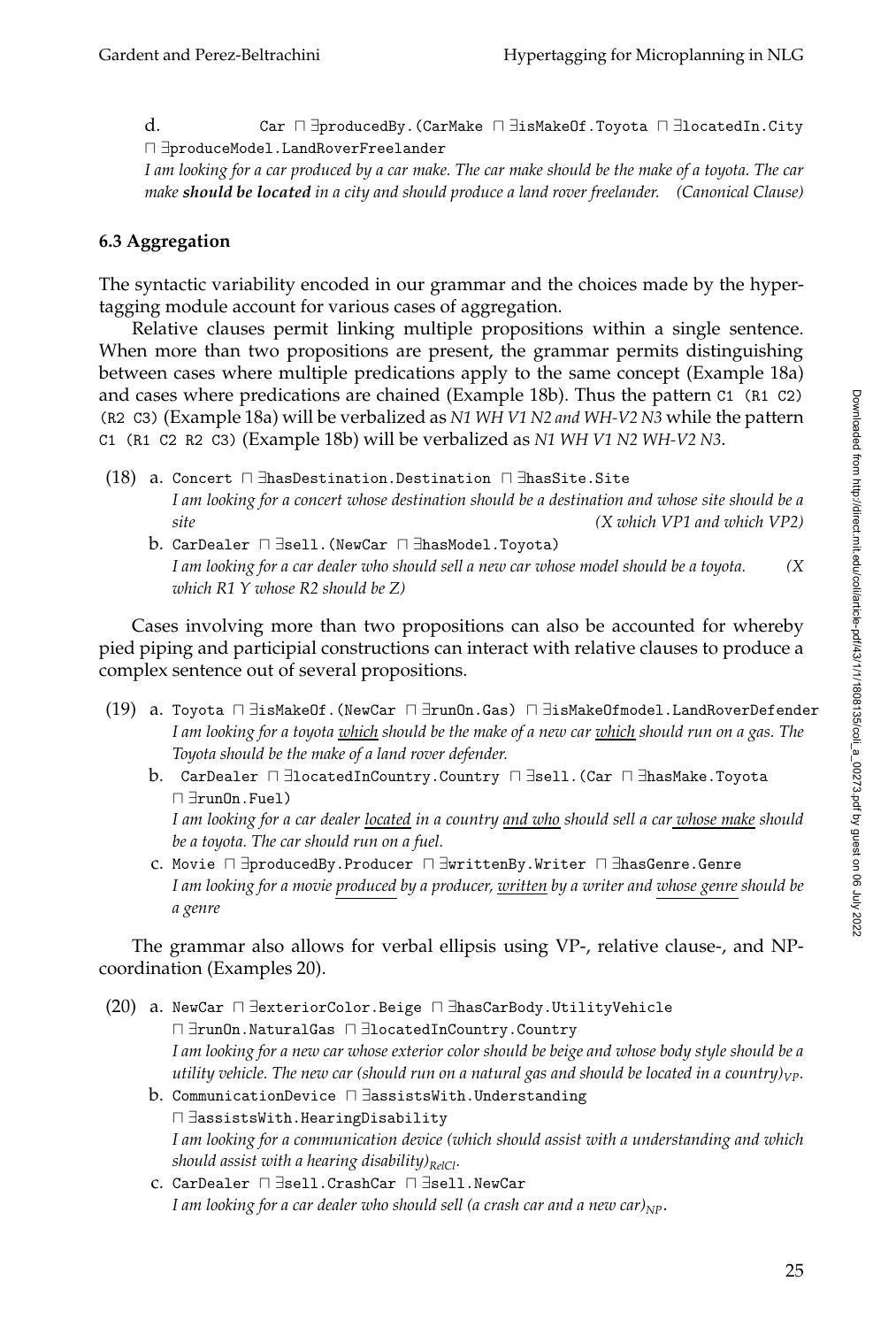d. `Car ⊓ ∃producedBy.(CarMake ⊓ ∃isMakeOf.Toyota ⊓ ∃locatedIn.City ⊓ ∃produceModel.LandRoverFreelander`
*I am looking for a car produced by a car make. The car make should be the make of a toyota. The car make **should be located** in a city and should produce a land rover freelander.* *(Canonical Clause)*

### 6.3 Aggregation

The syntactic variability encoded in our grammar and the choices made by the hypertagging module account for various cases of aggregation.

Relative clauses permit linking multiple propositions within a single sentence. When more than two propositions are present, the grammar permits distinguishing between cases where multiple predications apply to the same concept (Example 18a) and cases where predications are chained (Example 18b). Thus the pattern `C1 (R1 C2) (R2 C3)` (Example 18a) will be verbalized as *N1 WH V1 N2 and WH-V2 N3* while the pattern `C1 (R1 C2 R2 C3)` (Example 18b) will be verbalized as *N1 WH V1 N2 WH-V2 N3*.

(18) a. `Concert ⊓ ∃hasDestination.Destination ⊓ ∃hasSite.Site`
*I am looking for a concert whose destination should be a destination and whose site should be a site* *(X which VP1 and which VP2)*

b. `CarDealer ⊓ ∃sell.(NewCar ⊓ ∃hasModel.Toyota)`
*I am looking for a car dealer who should sell a new car whose model should be a toyota.* *(X which R1 Y whose R2 should be Z)*

Cases involving more than two propositions can also be accounted for whereby pied piping and participial constructions can interact with relative clauses to produce a complex sentence out of several propositions.

(19) a. `Toyota ⊓ ∃isMakeOf.(NewCar ⊓ ∃runOn.Gas) ⊓ ∃isMakeOfmodel.LandRoverDefender`
*I am looking for a toyota <u>which</u> should be the make of a new car <u>which</u> should run on a gas. The Toyota should be the make of a land rover defender.*

b. `CarDealer ⊓ ∃locatedInCountry.Country ⊓ ∃sell.(Car ⊓ ∃hasMake.Toyota ⊓ ∃runOn.Fuel)`
*I am looking for a car dealer <u>located</u> in a country <u>and who</u> should sell a car <u>whose make</u> should be a toyota. The car should run on a fuel.*

c. `Movie ⊓ ∃producedBy.Producer ⊓ ∃writtenBy.Writer ⊓ ∃hasGenre.Genre`
*I am looking for a movie <u>produced</u> by a producer, <u>written</u> by a writer and <u>whose genre</u> should be a genre*

The grammar also allows for verbal ellipsis using VP-, relative clause-, and NP-coordination (Examples 20).

(20) a. `NewCar ⊓ ∃exteriorColor.Beige ⊓ ∃hasCarBody.UtilityVehicle ⊓ ∃runOn.NaturalGas ⊓ ∃locatedInCountry.Country`
*I am looking for a new car whose exterior color should be beige and whose body style should be a utility vehicle. The new car (should run on a natural gas and should be located in a country)$_{VP}$.*

b. `CommunicationDevice ⊓ ∃assistsWith.Understanding ⊓ ∃assistsWith.HearingDisability`
*I am looking for a communication device (which should assist with a understanding and which should assist with a hearing disability)$_{RelCl}$.*

c. `CarDealer ⊓ ∃sell.CrashCar ⊓ ∃sell.NewCar`
*I am looking for a car dealer who should sell (a crash car and a new car)$_{NP}$.*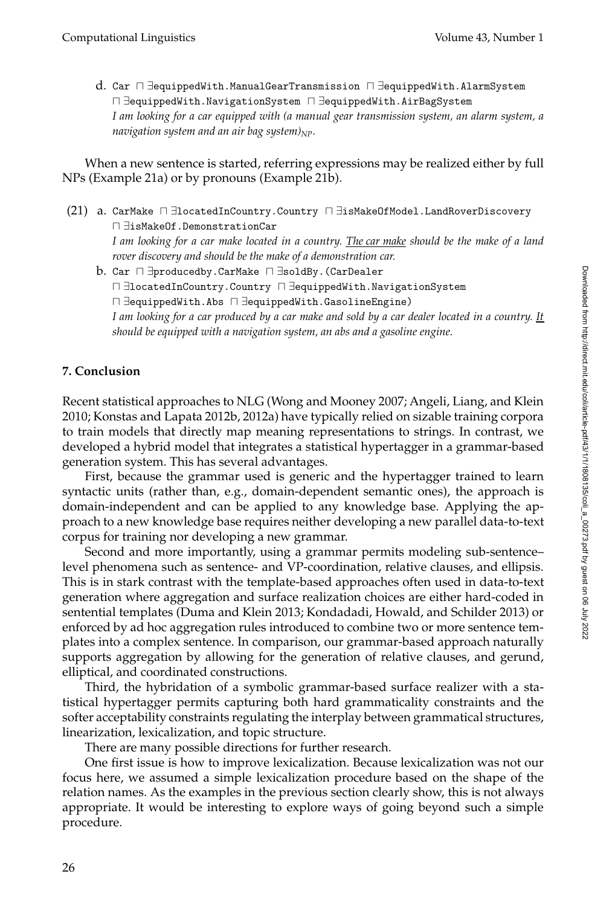d. `Car ⊓ ∃equippedWith.ManualGearTransmission ⊓ ∃equippedWith.AlarmSystem ⊓ ∃equippedWith.NavigationSystem ⊓ ∃equippedWith.AirBagSystem`
*I am looking for a car equipped with (a manual gear transmission system, an alarm system, a navigation system and an air bag system)$_{NP}$.*

When a new sentence is started, referring expressions may be realized either by full NPs (Example 21a) or by pronouns (Example 21b).

(21) a. `CarMake ⊓ ∃locatedInCountry.Country ⊓ ∃isMakeOfModel.LandRoverDiscovery ⊓ ∃isMakeOf.DemonstrationCar`
*I am looking for a car make located in a country. The car make should be the make of a land rover discovery and should be the make of a demonstration car.*

b. `Car ⊓ ∃producedby.CarMake ⊓ ∃soldBy.(CarDealer ⊓ ∃locatedInCountry.Country ⊓ ∃equippedWith.NavigationSystem ⊓ ∃equippedWith.Abs ⊓ ∃equippedWith.GasolineEngine)`
*I am looking for a car produced by a car make and sold by a car dealer located in a country. It should be equipped with a navigation system, an abs and a gasoline engine.*

## 7. Conclusion

Recent statistical approaches to NLG (Wong and Mooney 2007; Angeli, Liang, and Klein 2010; Konstas and Lapata 2012b, 2012a) have typically relied on sizable training corpora to train models that directly map meaning representations to strings. In contrast, we developed a hybrid model that integrates a statistical hypertagger in a grammar-based generation system. This has several advantages.

First, because the grammar used is generic and the hypertagger trained to learn syntactic units (rather than, e.g., domain-dependent semantic ones), the approach is domain-independent and can be applied to any knowledge base. Applying the approach to a new knowledge base requires neither developing a new parallel data-to-text corpus for training nor developing a new grammar.

Second and more importantly, using a grammar permits modeling sub-sentence–level phenomena such as sentence- and VP-coordination, relative clauses, and ellipsis. This is in stark contrast with the template-based approaches often used in data-to-text generation where aggregation and surface realization choices are either hard-coded in sentential templates (Duma and Klein 2013; Kondadadi, Howald, and Schilder 2013) or enforced by ad hoc aggregation rules introduced to combine two or more sentence templates into a complex sentence. In comparison, our grammar-based approach naturally supports aggregation by allowing for the generation of relative clauses, and gerund, elliptical, and coordinated constructions.

Third, the hybridation of a symbolic grammar-based surface realizer with a statistical hypertagger permits capturing both hard grammaticality constraints and the softer acceptability constraints regulating the interplay between grammatical structures, linearization, lexicalization, and topic structure.

There are many possible directions for further research.

One first issue is how to improve lexicalization. Because lexicalization was not our focus here, we assumed a simple lexicalization procedure based on the shape of the relation names. As the examples in the previous section clearly show, this is not always appropriate. It would be interesting to explore ways of going beyond such a simple procedure.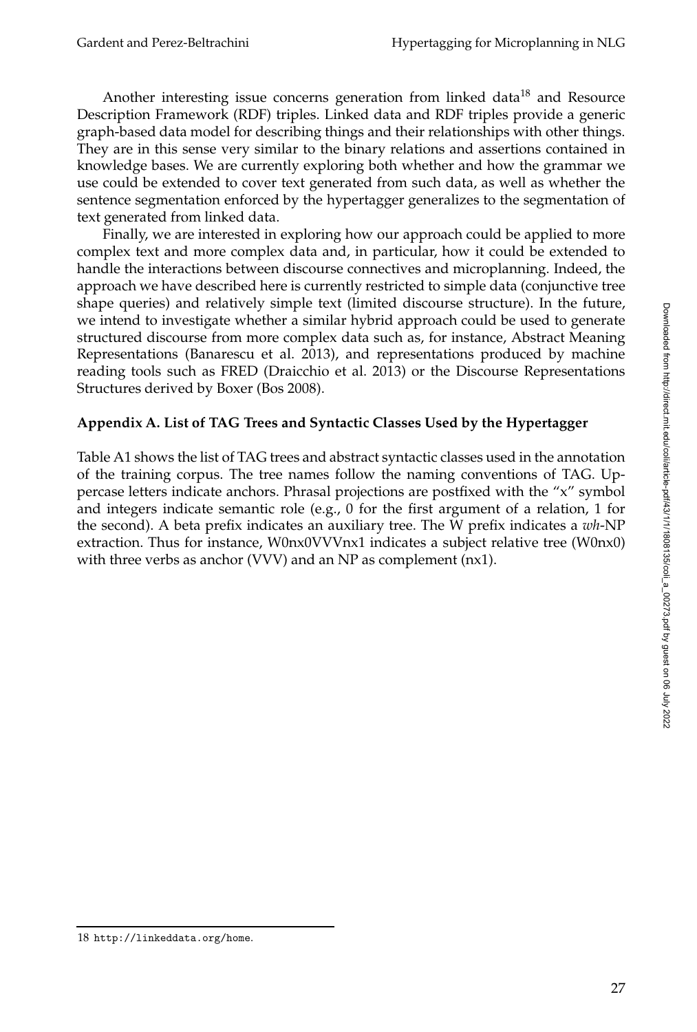Another interesting issue concerns generation from linked data[18] and Resource Description Framework (RDF) triples. Linked data and RDF triples provide a generic graph-based data model for describing things and their relationships with other things. They are in this sense very similar to the binary relations and assertions contained in knowledge bases. We are currently exploring both whether and how the grammar we use could be extended to cover text generated from such data, as well as whether the sentence segmentation enforced by the hypertagger generalizes to the segmentation of text generated from linked data.

Finally, we are interested in exploring how our approach could be applied to more complex text and more complex data and, in particular, how it could be extended to handle the interactions between discourse connectives and microplanning. Indeed, the approach we have described here is currently restricted to simple data (conjunctive tree shape queries) and relatively simple text (limited discourse structure). In the future, we intend to investigate whether a similar hybrid approach could be used to generate structured discourse from more complex data such as, for instance, Abstract Meaning Representations (Banarescu et al. 2013), and representations produced by machine reading tools such as FRED (Draicchio et al. 2013) or the Discourse Representations Structures derived by Boxer (Bos 2008).

## Appendix A. List of TAG Trees and Syntactic Classes Used by the Hypertagger

Table A1 shows the list of TAG trees and abstract syntactic classes used in the annotation of the training corpus. The tree names follow the naming conventions of TAG. Uppercase letters indicate anchors. Phrasal projections are postfixed with the "x" symbol and integers indicate semantic role (e.g., 0 for the first argument of a relation, 1 for the second). A beta prefix indicates an auxiliary tree. The W prefix indicates a *wh*-NP extraction. Thus for instance, W0nx0VVVnx1 indicates a subject relative tree (W0nx0) with three verbs as anchor (VVV) and an NP as complement (nx1).

18 http://linkeddata.org/home.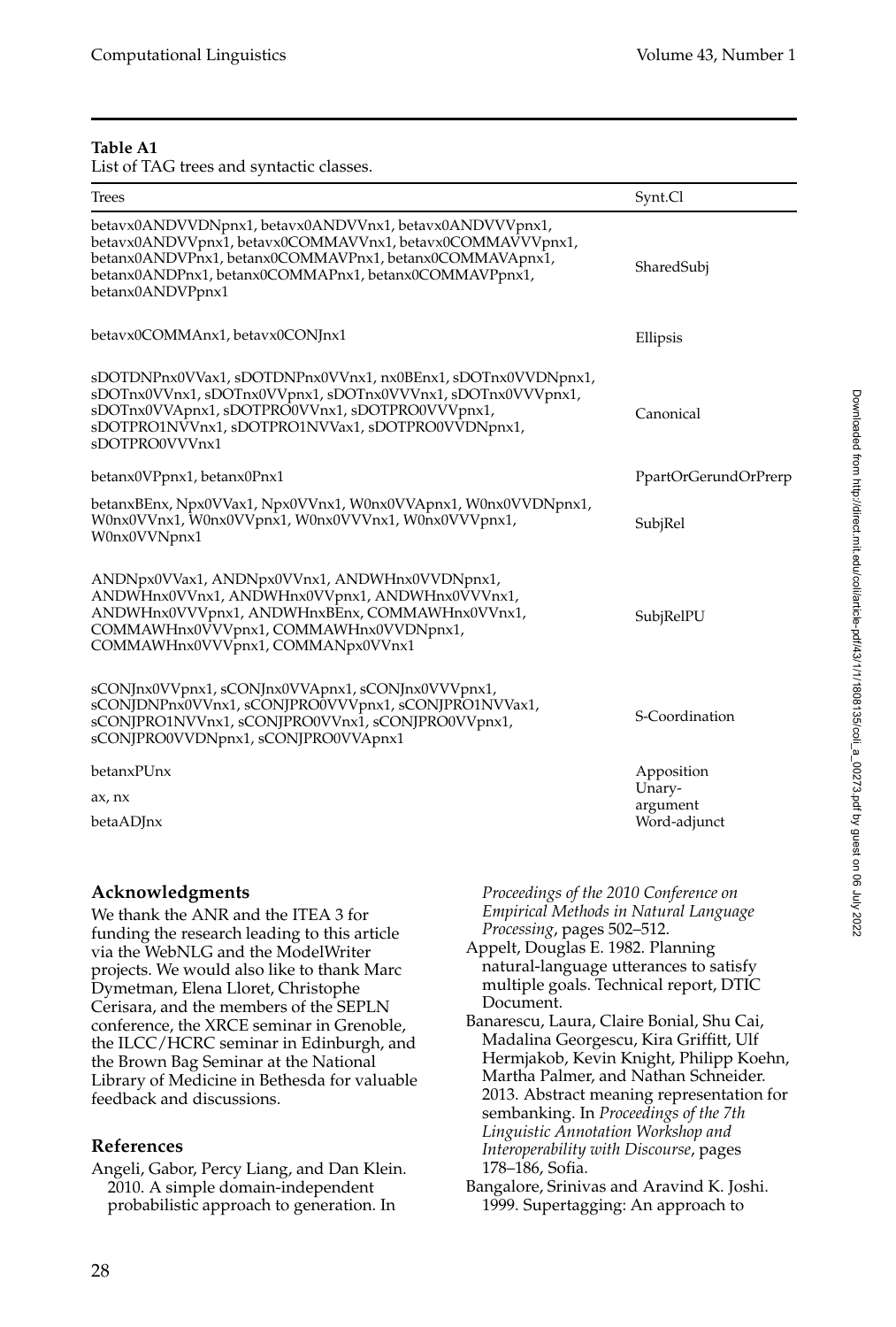**Table A1**
List of TAG trees and syntactic classes.

| Trees | Synt.Cl |
|---|---|
| betavx0ANDVVDNpnx1, betavx0ANDVVnx1, betavx0ANDVVVpnx1, betavx0ANDVVpnx1, betavx0COMMAVVnx1, betavx0COMMAVVVpnx1, betanx0ANDVPnx1, betanx0COMMAVPnx1, betanx0COMMAVApnx1, betanx0ANDPnx1, betanx0COMMAPnx1, betanx0COMMAVPpnx1, betanx0ANDVPpnx1 | SharedSubj |
| betavx0COMMAnx1, betavx0CONJnx1 | Ellipsis |
| sDOTDNPnx0VVax1, sDOTDNPnx0VVnx1, nx0BEnx1, sDOTnx0VVDNpnx1, sDOTnx0VVnx1, sDOTnx0VVpnx1, sDOTnx0VVVnx1, sDOTnx0VVVpnx1, sDOTnx0VVApnx1, sDOTPRO0VVnx1, sDOTPRO0VVVpnx1, sDOTPRO1NVVnx1, sDOTPRO1NVVax1, sDOTPRO0VVDNpnx1, sDOTPRO0VVVnx1 | Canonical |
| betanx0VPpnx1, betanx0Pnx1 | PpartOrGerundOrPrerp |
| betanxBEnx, Npx0VVax1, Npx0VVnx1, W0nx0VVApnx1, W0nx0VVDNpnx1, W0nx0VVnx1, W0nx0VVpnx1, W0nx0VVVnx1, W0nx0VVVpnx1, W0nx0VVNpnx1 | SubjRel |
| ANDNpx0VVax1, ANDNpx0VVnx1, ANDWHnx0VVDNpnx1, ANDWHnx0VVnx1, ANDWHnx0VVpnx1, ANDWHnx0VVVnx1, ANDWHnx0VVVpnx1, ANDWHnxBEnx, COMMAWHnx0VVnx1, COMMAWHnx0VVVpnx1, COMMAWHnx0VVDNpnx1, COMMAWHnx0VVVpnx1, COMMANpx0VVnx1 | SubjRelPU |
| sCONJnx0VVpnx1, sCONJnx0VVApnx1, sCONJnx0VVVpnx1, sCONJDNPnx0VVnx1, sCONJPRO0VVVpnx1, sCONJPRO1NVVax1, sCONJPRO1NVVnx1, sCONJPRO0VVnx1, sCONJPRO0VVpnx1, sCONJPRO0VVDNpnx1, sCONJPRO0VVApnx1 | S-Coordination |
| betanxPUnx | Apposition |
| ax, nx | Unary-argument |
| betaADJnx | Word-adjunct |

## Acknowledgments

We thank the ANR and the ITEA 3 for funding the research leading to this article via the WebNLG and the ModelWriter projects. We would also like to thank Marc Dymetman, Elena Lloret, Christophe Cerisara, and the members of the SEPLN conference, the XRCE seminar in Grenoble, the ILCC/HCRC seminar in Edinburgh, and the Brown Bag Seminar at the National Library of Medicine in Bethesda for valuable feedback and discussions.

## References

Angeli, Gabor, Percy Liang, and Dan Klein. 2010. A simple domain-independent probabilistic approach to generation. In *Proceedings of the 2010 Conference on Empirical Methods in Natural Language Processing*, pages 502–512.

Appelt, Douglas E. 1982. Planning natural-language utterances to satisfy multiple goals. Technical report, DTIC Document.

Banarescu, Laura, Claire Bonial, Shu Cai, Madalina Georgescu, Kira Griffitt, Ulf Hermjakob, Kevin Knight, Philipp Koehn, Martha Palmer, and Nathan Schneider. 2013. Abstract meaning representation for sembanking. In *Proceedings of the 7th Linguistic Annotation Workshop and Interoperability with Discourse*, pages 178–186, Sofia.

Bangalore, Srinivas and Aravind K. Joshi. 1999. Supertagging: An approach to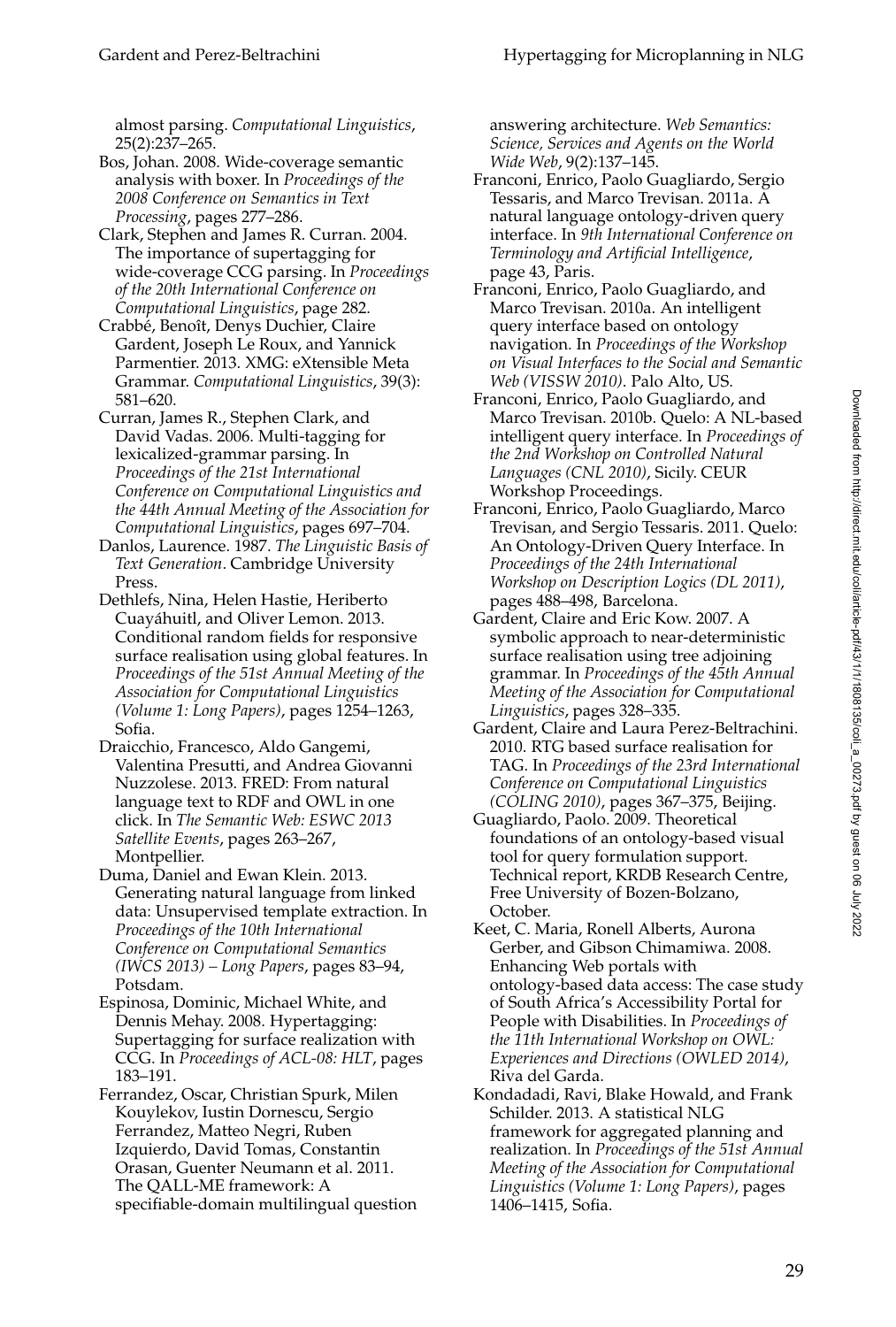almost parsing. *Computational Linguistics*, 25(2):237–265.

Bos, Johan. 2008. Wide-coverage semantic analysis with boxer. In *Proceedings of the 2008 Conference on Semantics in Text Processing*, pages 277–286.

Clark, Stephen and James R. Curran. 2004. The importance of supertagging for wide-coverage CCG parsing. In *Proceedings of the 20th International Conference on Computational Linguistics*, page 282.

Crabbé, Benoît, Denys Duchier, Claire Gardent, Joseph Le Roux, and Yannick Parmentier. 2013. XMG: eXtensible Meta Grammar. *Computational Linguistics*, 39(3): 581–620.

Curran, James R., Stephen Clark, and David Vadas. 2006. Multi-tagging for lexicalized-grammar parsing. In *Proceedings of the 21st International Conference on Computational Linguistics and the 44th Annual Meeting of the Association for Computational Linguistics*, pages 697–704.

Danlos, Laurence. 1987. *The Linguistic Basis of Text Generation*. Cambridge University Press.

Dethlefs, Nina, Helen Hastie, Heriberto Cuayáhuitl, and Oliver Lemon. 2013. Conditional random fields for responsive surface realisation using global features. In *Proceedings of the 51st Annual Meeting of the Association for Computational Linguistics (Volume 1: Long Papers)*, pages 1254–1263, Sofia.

Draicchio, Francesco, Aldo Gangemi, Valentina Presutti, and Andrea Giovanni Nuzzolese. 2013. FRED: From natural language text to RDF and OWL in one click. In *The Semantic Web: ESWC 2013 Satellite Events*, pages 263–267, Montpellier.

Duma, Daniel and Ewan Klein. 2013. Generating natural language from linked data: Unsupervised template extraction. In *Proceedings of the 10th International Conference on Computational Semantics (IWCS 2013) – Long Papers*, pages 83–94, Potsdam.

Espinosa, Dominic, Michael White, and Dennis Mehay. 2008. Hypertagging: Supertagging for surface realization with CCG. In *Proceedings of ACL-08: HLT*, pages 183–191.

Ferrandez, Oscar, Christian Spurk, Milen Kouylekov, Iustin Dornescu, Sergio Ferrandez, Matteo Negri, Ruben Izquierdo, David Tomas, Constantin Orasan, Guenter Neumann et al. 2011. The QALL-ME framework: A specifiable-domain multilingual question answering architecture. *Web Semantics: Science, Services and Agents on the World Wide Web*, 9(2):137–145.

Franconi, Enrico, Paolo Guagliardo, Sergio Tessaris, and Marco Trevisan. 2011a. A natural language ontology-driven query interface. In *9th International Conference on Terminology and Artificial Intelligence*, page 43, Paris.

Franconi, Enrico, Paolo Guagliardo, and Marco Trevisan. 2010a. An intelligent query interface based on ontology navigation. In *Proceedings of the Workshop on Visual Interfaces to the Social and Semantic Web (VISSW 2010)*. Palo Alto, US.

Franconi, Enrico, Paolo Guagliardo, and Marco Trevisan. 2010b. Quelo: A NL-based intelligent query interface. In *Proceedings of the 2nd Workshop on Controlled Natural Languages (CNL 2010)*, Sicily. CEUR Workshop Proceedings.

Franconi, Enrico, Paolo Guagliardo, Marco Trevisan, and Sergio Tessaris. 2011. Quelo: An Ontology-Driven Query Interface. In *Proceedings of the 24th International Workshop on Description Logics (DL 2011)*, pages 488–498, Barcelona.

Gardent, Claire and Eric Kow. 2007. A symbolic approach to near-deterministic surface realisation using tree adjoining grammar. In *Proceedings of the 45th Annual Meeting of the Association for Computational Linguistics*, pages 328–335.

Gardent, Claire and Laura Perez-Beltrachini. 2010. RTG based surface realisation for TAG. In *Proceedings of the 23rd International Conference on Computational Linguistics (COLING 2010)*, pages 367–375, Beijing.

Guagliardo, Paolo. 2009. Theoretical foundations of an ontology-based visual tool for query formulation support. Technical report, KRDB Research Centre, Free University of Bozen-Bolzano, October.

Keet, C. Maria, Ronell Alberts, Aurona Gerber, and Gibson Chimamiwa. 2008. Enhancing Web portals with ontology-based data access: The case study of South Africa's Accessibility Portal for People with Disabilities. In *Proceedings of the 11th International Workshop on OWL: Experiences and Directions (OWLED 2014)*, Riva del Garda.

Kondadadi, Ravi, Blake Howald, and Frank Schilder. 2013. A statistical NLG framework for aggregated planning and realization. In *Proceedings of the 51st Annual Meeting of the Association for Computational Linguistics (Volume 1: Long Papers)*, pages 1406–1415, Sofia.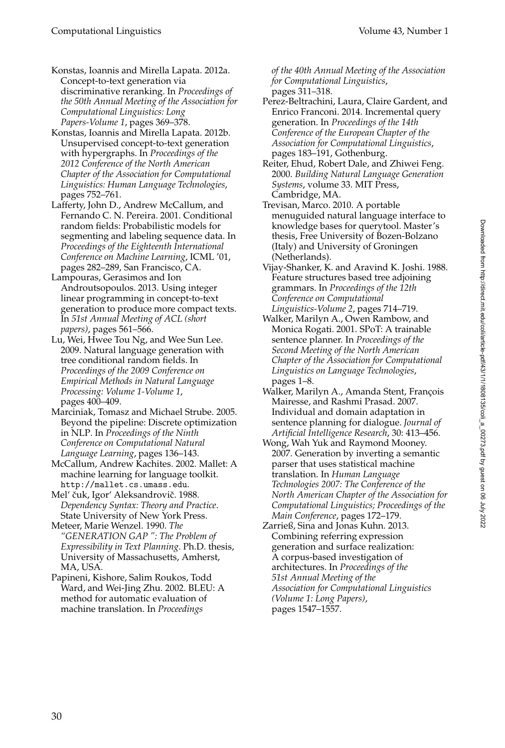Konstas, Ioannis and Mirella Lapata. 2012a. Concept-to-text generation via discriminative reranking. In *Proceedings of the 50th Annual Meeting of the Association for Computational Linguistics: Long Papers-Volume 1*, pages 369–378.

Konstas, Ioannis and Mirella Lapata. 2012b. Unsupervised concept-to-text generation with hypergraphs. In *Proceedings of the 2012 Conference of the North American Chapter of the Association for Computational Linguistics: Human Language Technologies*, pages 752–761.

Lafferty, John D., Andrew McCallum, and Fernando C. N. Pereira. 2001. Conditional random fields: Probabilistic models for segmenting and labeling sequence data. In *Proceedings of the Eighteenth International Conference on Machine Learning*, ICML '01, pages 282–289, San Francisco, CA.

Lampouras, Gerasimos and Ion Androutsopoulos. 2013. Using integer linear programming in concept-to-text generation to produce more compact texts. In *51st Annual Meeting of ACL (short papers)*, pages 561–566.

Lu, Wei, Hwee Tou Ng, and Wee Sun Lee. 2009. Natural language generation with tree conditional random fields. In *Proceedings of the 2009 Conference on Empirical Methods in Natural Language Processing: Volume 1-Volume 1*, pages 400–409.

Marciniak, Tomasz and Michael Strube. 2005. Beyond the pipeline: Discrete optimization in NLP. In *Proceedings of the Ninth Conference on Computational Natural Language Learning*, pages 136–143.

McCallum, Andrew Kachites. 2002. Mallet: A machine learning for language toolkit. `http://mallet.cs.umass.edu`.

Mel' čuk, Igor' Aleksandrovič. 1988. *Dependency Syntax: Theory and Practice*. State University of New York Press.

Meteer, Marie Wenzel. 1990. *The "GENERATION GAP ": The Problem of Expressibility in Text Planning*. Ph.D. thesis, University of Massachusetts, Amherst, MA, USA.

Papineni, Kishore, Salim Roukos, Todd Ward, and Wei-Jing Zhu. 2002. BLEU: A method for automatic evaluation of machine translation. In *Proceedings of the 40th Annual Meeting of the Association for Computational Linguistics*, pages 311–318.

Perez-Beltrachini, Laura, Claire Gardent, and Enrico Franconi. 2014. Incremental query generation. In *Proceedings of the 14th Conference of the European Chapter of the Association for Computational Linguistics*, pages 183–191, Gothenburg.

Reiter, Ehud, Robert Dale, and Zhiwei Feng. 2000. *Building Natural Language Generation Systems*, volume 33. MIT Press, Cambridge, MA.

Trevisan, Marco. 2010. A portable menuguided natural language interface to knowledge bases for querytool. Master's thesis, Free University of Bozen-Bolzano (Italy) and University of Groningen (Netherlands).

Vijay-Shanker, K. and Aravind K. Joshi. 1988. Feature structures based tree adjoining grammars. In *Proceedings of the 12th Conference on Computational Linguistics-Volume 2*, pages 714–719.

Walker, Marilyn A., Owen Rambow, and Monica Rogati. 2001. SPoT: A trainable sentence planner. In *Proceedings of the Second Meeting of the North American Chapter of the Association for Computational Linguistics on Language Technologies*, pages 1–8.

Walker, Marilyn A., Amanda Stent, François Mairesse, and Rashmi Prasad. 2007. Individual and domain adaptation in sentence planning for dialogue. *Journal of Artificial Intelligence Research*, 30: 413–456.

Wong, Wah Yuk and Raymond Mooney. 2007. Generation by inverting a semantic parser that uses statistical machine translation. In *Human Language Technologies 2007: The Conference of the North American Chapter of the Association for Computational Linguistics; Proceedings of the Main Conference*, pages 172–179.

Zarrieß, Sina and Jonas Kuhn. 2013. Combining referring expression generation and surface realization: A corpus-based investigation of architectures. In *Proceedings of the 51st Annual Meeting of the Association for Computational Linguistics (Volume 1: Long Papers)*, pages 1547–1557.